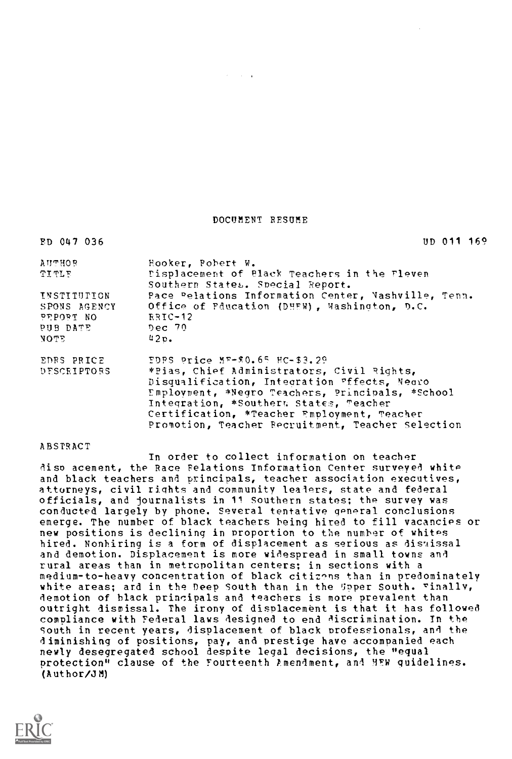DOCUMENT RESUME

ED 047 036 UD 011 169

| | |
|---|---|
| AUTHOR | Hooker, Robert W. |
| TITLE | Displacement of Black Teachers in the Eleven Southern States. Special Report. |
| INSTITUTION | Race Relations Information Center, Nashville, Tenn. |
| SPONS AGENCY | Office of Education (DHEW), Washington, D.C. |
| REPORT NO | RRIC-12 |
| PUB DATE | Dec 70 |
| NOTE | 42p. |
| EDRS PRICE | EDRS Price MF-$0.65 HC-$3.29 |
| DESCRIPTORS | *Bias, Chief Administrators, Civil Rights, Disqualification, Integration Effects, Negro Employment, *Negro Teachers, Principals, *School Integration, *Southern States, Teacher Certification, *Teacher Employment, Teacher Promotion, Teacher Recruitment, Teacher Selection |

ABSTRACT

In order to collect information on teacher displacement, the Race Relations Information Center surveyed white and black teachers and principals, teacher association executives, attorneys, civil rights and community leaders, state and federal officials, and journalists in 11 Southern states; the survey was conducted largely by phone. Several tentative general conclusions emerge. The number of black teachers being hired to fill vacancies or new positions is declining in proportion to the number of whites hired. Nonhiring is a form of displacement as serious as dismissal and demotion. Displacement is more widespread in small towns and rural areas than in metropolitan centers; in sections with a medium-to-heavy concentration of black citizens than in predominately white areas; and in the Deep South than in the Upper South. Finally, demotion of black principals and teachers is more prevalent than outright dismissal. The irony of displacement is that it has followed compliance with Federal laws designed to end discrimination. In the South in recent years, displacement of black professionals, and the diminishing of positions, pay, and prestige have accompanied each newly desegregated school despite legal decisions, the "equal protection" clause of the Fourteenth Amendment, and HEW guidelines. (Author/JM)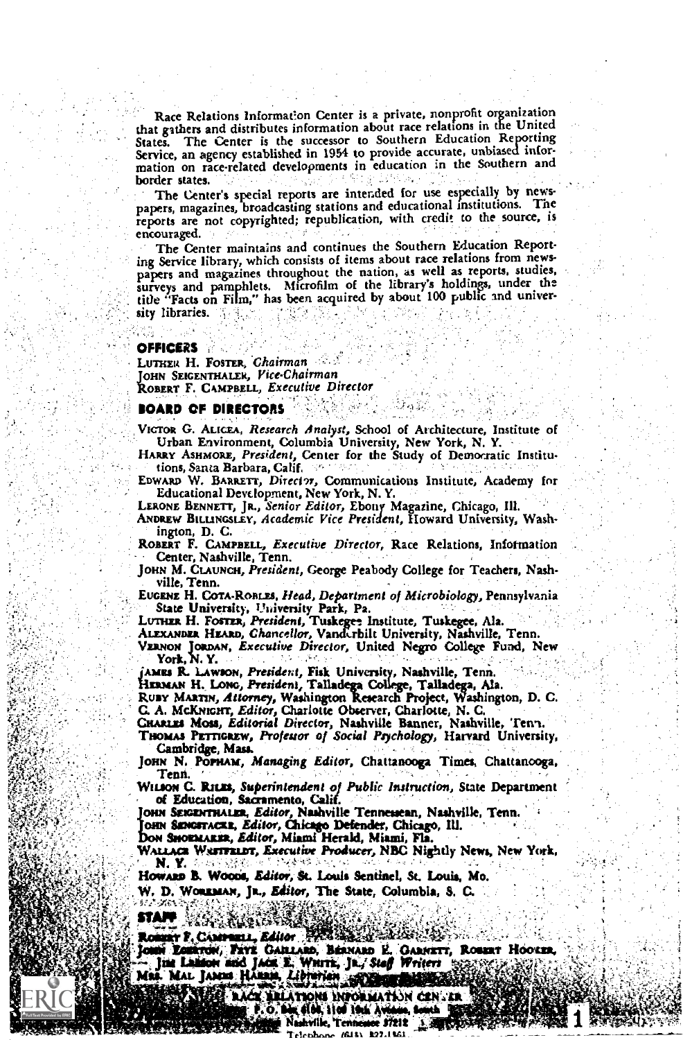Race Relations Information Center is a private, nonprofit organization that gathers and distributes information about race relations in the United States. The Center is the successor to Southern Education Reporting Service, an agency established in 1954 to provide accurate, unbiased information on race-related developments in education in the Southern and border states.

The Center's special reports are intended for use especially by newspapers, magazines, broadcasting stations and educational institutions. The reports are not copyrighted; republication, with credit to the source, is encouraged.

The Center maintains and continues the Southern Education Reporting Service library, which consists of items about race relations from newspapers and magazines throughout the nation, as well as reports, studies, surveys and pamphlets. Microfilm of the library's holdings, under the title "Facts on Film," has been acquired by about 100 public and university libraries.

## OFFICERS

LUTHER H. FOSTER, *Chairman*
JOHN SEIGENTHALER, *Vice-Chairman*
ROBERT F. CAMPBELL, *Executive Director*

## BOARD OF DIRECTORS

VICTOR G. ALICEA, *Research Analyst*, School of Architecture, Institute of Urban Environment, Columbia University, New York, N. Y.
HARRY ASHMORE, *President*, Center for the Study of Democratic Institutions, Santa Barbara, Calif.
EDWARD W. BARRETT, *Director*, Communications Institute, Academy for Educational Development, New York, N. Y.
LERONE BENNETT, JR., *Senior Editor*, Ebony Magazine, Chicago, Ill.
ANDREW BILLINGSLEY, *Academic Vice President*, Howard University, Washington, D. C.
ROBERT F. CAMPBELL, *Executive Director*, Race Relations, Information Center, Nashville, Tenn.
JOHN M. CLAUNCH, *President*, George Peabody College for Teachers, Nashville, Tenn.
EUGENE H. COTA-ROBLES, *Head, Department of Microbiology*, Pennsylvania State University, University Park, Pa.
LUTHER H. FOSTER, *President*, Tuskegee Institute, Tuskegee, Ala.
ALEXANDER HEARD, *Chancellor*, Vanderbilt University, Nashville, Tenn.
VERNON JORDAN, *Executive Director*, United Negro College Fund, New York, N. Y.
JAMES R. LAWSON, *President*, Fisk University, Nashville, Tenn.
HERMAN H. LONG, *President*, Talladega College, Talladega, Ala.
RUBY MARTIN, *Attorney*, Washington Research Project, Washington, D. C.
C. A. MCKNIGHT, *Editor*, Charlotte Observer, Charlotte, N. C.
CHARLES MOSS, *Editorial Director*, Nashville Banner, Nashville, Tenn.
THOMAS PETTIGREW, *Professor of Social Psychology*, Harvard University, Cambridge, Mass.
JOHN N. POPHAM, *Managing Editor*, Chattanooga Times, Chattanooga, Tenn.
WILSON C. RILES, *Superintendent of Public Instruction*, State Department of Education, Sacramento, Calif.
JOHN SEIGENTHALER, *Editor*, Nashville Tennessean, Nashville, Tenn.
JOHN SENGSTACKE, *Editor*, Chicago Defender, Chicago, Ill.
DON SHOEMAKER, *Editor*, Miami Herald, Miami, Fla.
WALLACE WESTFELDT, *Executive Producer*, NBC Nightly News, New York, N. Y.
HOWARD B. WOODS, *Editor*, St. Louis Sentinel, St. Louis, Mo.
W. D. WORKMAN, JR., *Editor*, The State, Columbia, S. C.

## STAFF

ROBERT F. CAMPBELL, *Editor*
JOHN EGERTON, FAYE GAILLARD, BERNARD E. GARNETT, ROBERT HOOKER, JIM LEESON and JACK E. WHITE, JR., *Staff Writers*
MRS. MAL JAMES HARRIS, *Librarian*

RACE RELATIONS INFORMATION CENTER
P. O. Box 6156, 1109 19th Avenue, South
Nashville, Tennessee 37212
Telephone (615) 327-1361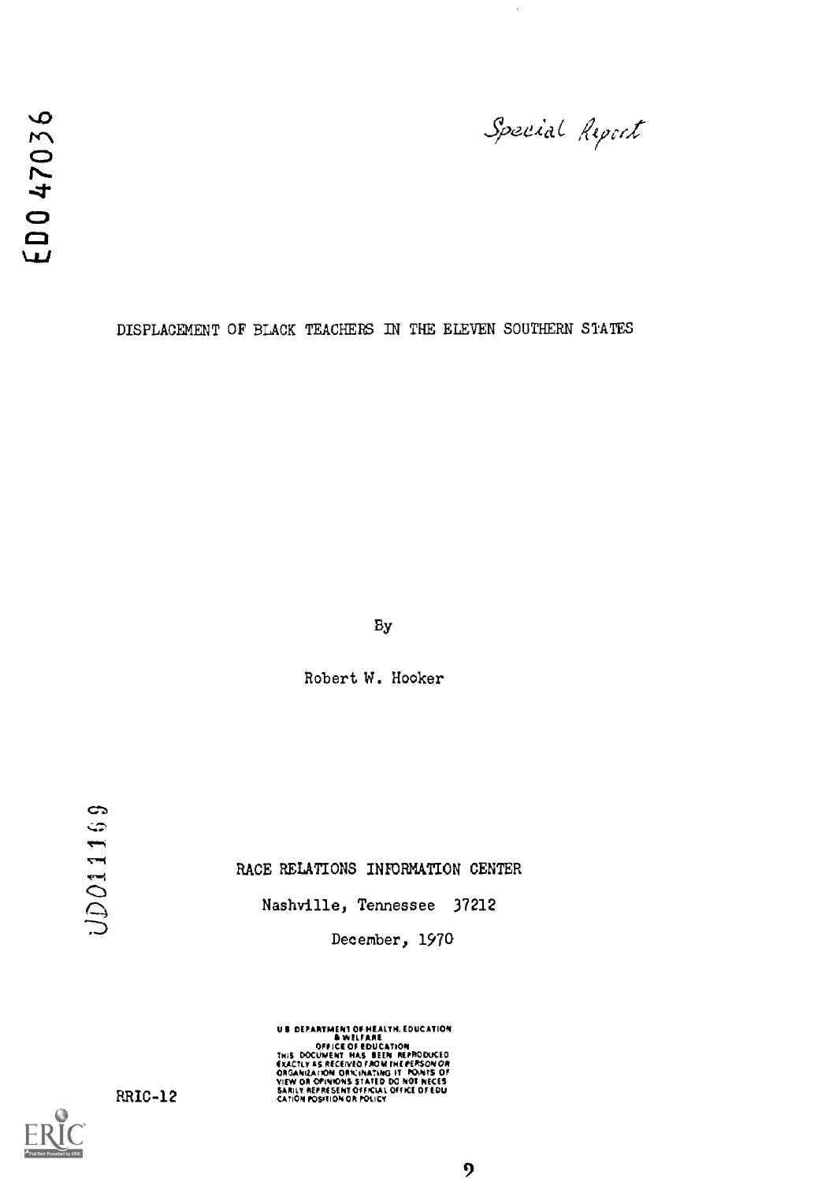ED0 47036

*Special Report*

# DISPLACEMENT OF BLACK TEACHERS IN THE ELEVEN SOUTHERN STATES

By

Robert W. Hooker

UD011169

RACE RELATIONS INFORMATION CENTER

Nashville, Tennessee 37212

December, 1970

U.S. DEPARTMENT OF HEALTH, EDUCATION & WELFARE
OFFICE OF EDUCATION
THIS DOCUMENT HAS BEEN REPRODUCED EXACTLY AS RECEIVED FROM THE PERSON OR ORGANIZATION ORIGINATING IT. POINTS OF VIEW OR OPINIONS STATED DO NOT NECESSARILY REPRESENT OFFICIAL OFFICE OF EDUCATION POSITION OR POLICY

RRIC-12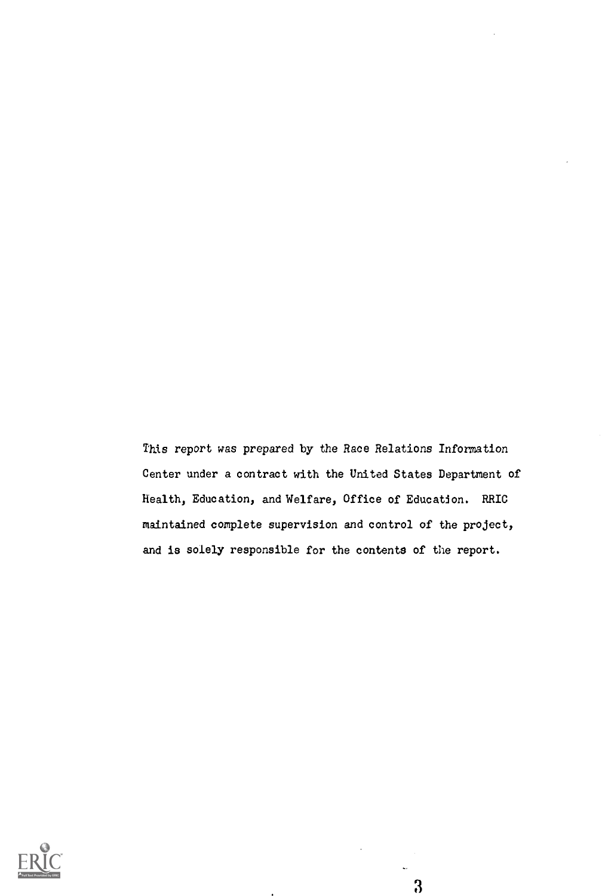This report was prepared by the Race Relations Information Center under a contract with the United States Department of Health, Education, and Welfare, Office of Education. RRIC maintained complete supervision and control of the project, and is solely responsible for the contents of the report.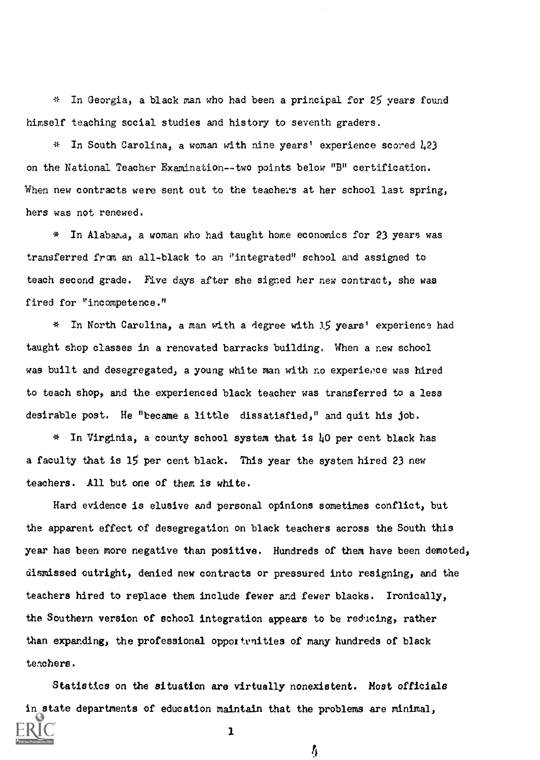* In Georgia, a black man who had been a principal for 25 years found himself teaching social studies and history to seventh graders.

* In South Carolina, a woman with nine years' experience scored 423 on the National Teacher Examination--two points below "B" certification. When new contracts were sent out to the teachers at her school last spring, hers was not renewed.

* In Alabama, a woman who had taught home economics for 23 years was transferred from an all-black to an "integrated" school and assigned to teach second grade. Five days after she signed her new contract, she was fired for "incompetence."

* In North Carolina, a man with a degree with 15 years' experience had taught shop classes in a renovated barracks building. When a new school was built and desegregated, a young white man with no experience was hired to teach shop, and the experienced black teacher was transferred to a less desirable post. He "became a little dissatisfied," and quit his job.

* In Virginia, a county school system that is 40 per cent black has a faculty that is 15 per cent black. This year the system hired 23 new teachers. All but one of them is white.

Hard evidence is elusive and personal opinions sometimes conflict, but the apparent effect of desegregation on black teachers across the South this year has been more negative than positive. Hundreds of them have been demoted, dismissed outright, denied new contracts or pressured into resigning, and the teachers hired to replace them include fewer and fewer blacks. Ironically, the Southern version of school integration appears to be reducing, rather than expanding, the professional opportunities of many hundreds of black teachers.

Statistics on the situation are virtually nonexistent. Most officials in state departments of education maintain that the problems are minimal,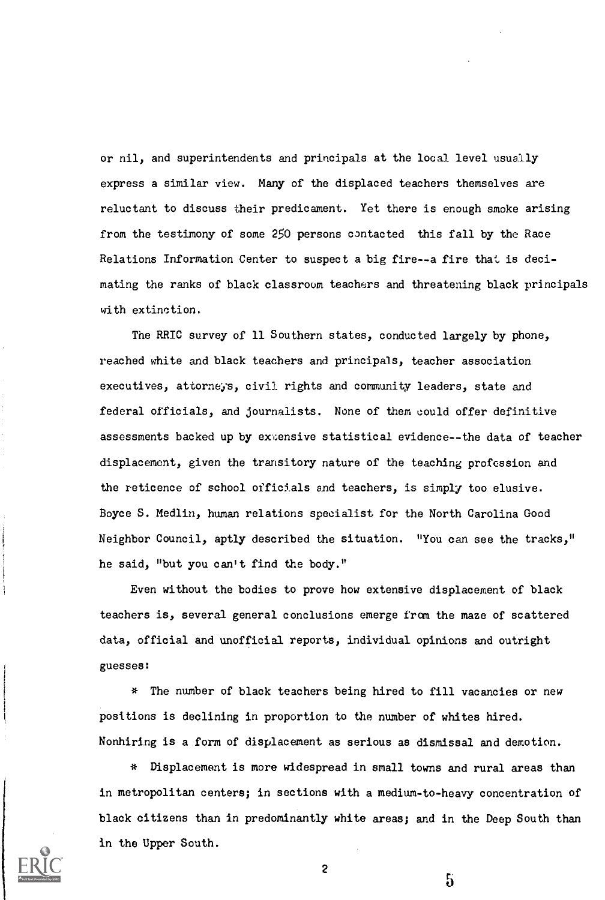or nil, and superintendents and principals at the local level usually express a similar view. Many of the displaced teachers themselves are reluctant to discuss their predicament. Yet there is enough smoke arising from the testimony of some 250 persons contacted this fall by the Race Relations Information Center to suspect a big fire--a fire that is decimating the ranks of black classroom teachers and threatening black principals with extinction.

The RRIC survey of 11 Southern states, conducted largely by phone, reached white and black teachers and principals, teacher association executives, attorneys, civil rights and community leaders, state and federal officials, and journalists. None of them could offer definitive assessments backed up by extensive statistical evidence--the data of teacher displacement, given the transitory nature of the teaching profession and the reticence of school officials and teachers, is simply too elusive. Boyce S. Medlin, human relations specialist for the North Carolina Good Neighbor Council, aptly described the situation. "You can see the tracks," he said, "but you can't find the body."

Even without the bodies to prove how extensive displacement of black teachers is, several general conclusions emerge from the maze of scattered data, official and unofficial reports, individual opinions and outright guesses:

* The number of black teachers being hired to fill vacancies or new positions is declining in proportion to the number of whites hired. Nonhiring is a form of displacement as serious as dismissal and demotion.

* Displacement is more widespread in small towns and rural areas than in metropolitan centers; in sections with a medium-to-heavy concentration of black citizens than in predominantly white areas; and in the Deep South than in the Upper South.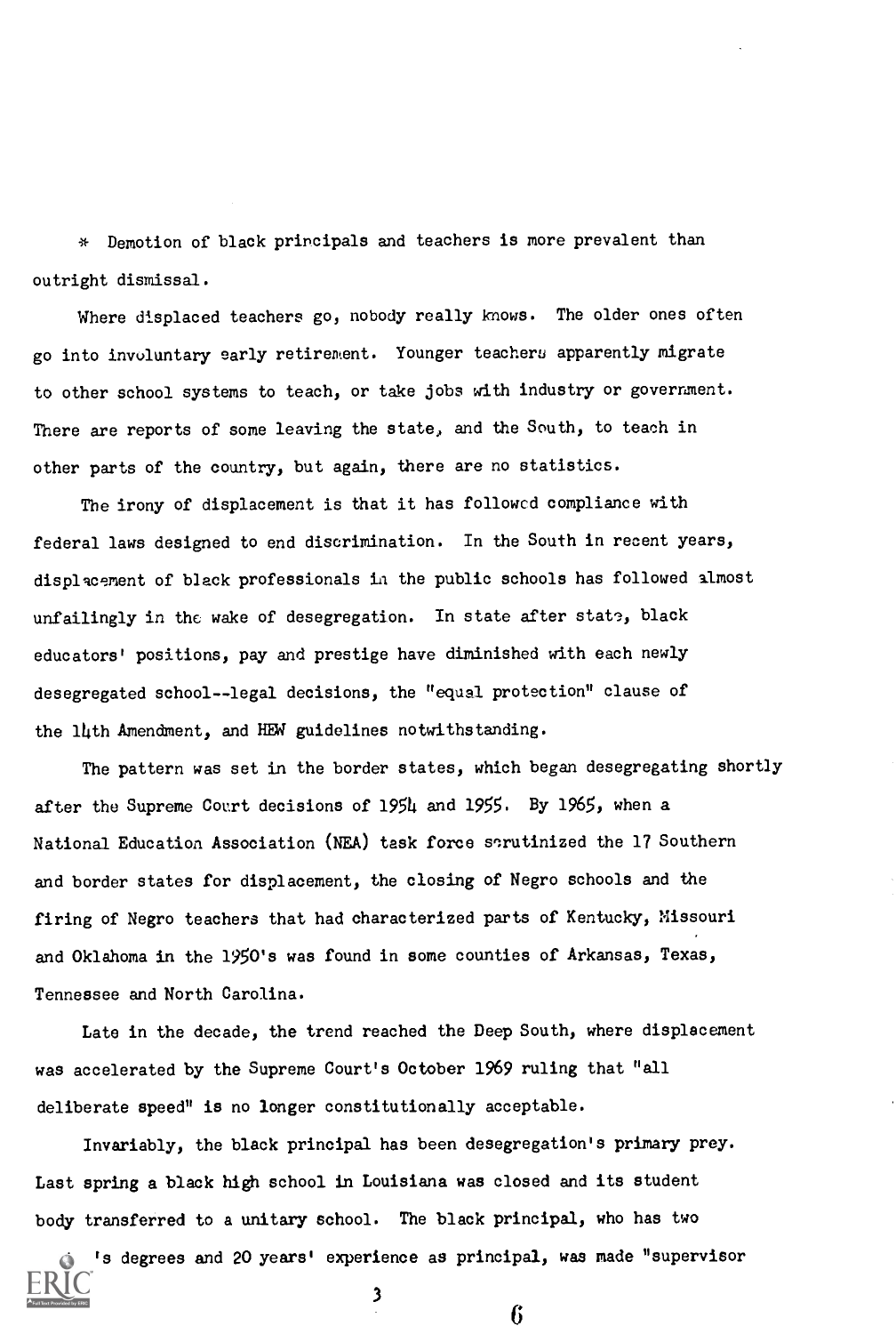* Demotion of black principals and teachers is more prevalent than outright dismissal.

Where displaced teachers go, nobody really knows. The older ones often go into involuntary early retirement. Younger teachers apparently migrate to other school systems to teach, or take jobs with industry or government. There are reports of some leaving the state, and the South, to teach in other parts of the country, but again, there are no statistics.

The irony of displacement is that it has followed compliance with federal laws designed to end discrimination. In the South in recent years, displacement of black professionals in the public schools has followed almost unfailingly in the wake of desegregation. In state after state, black educators' positions, pay and prestige have diminished with each newly desegregated school--legal decisions, the "equal protection" clause of the 14th Amendment, and HEW guidelines notwithstanding.

The pattern was set in the border states, which began desegregating shortly after the Supreme Court decisions of 1954 and 1955. By 1965, when a National Education Association (NEA) task force scrutinized the 17 Southern and border states for displacement, the closing of Negro schools and the firing of Negro teachers that had characterized parts of Kentucky, Missouri and Oklahoma in the 1950's was found in some counties of Arkansas, Texas, Tennessee and North Carolina.

Late in the decade, the trend reached the Deep South, where displacement was accelerated by the Supreme Court's October 1969 ruling that "all deliberate speed" is no longer constitutionally acceptable.

Invariably, the black principal has been desegregation's primary prey. Last spring a black high school in Louisiana was closed and its student body transferred to a unitary school. The black principal, who has two 's degrees and 20 years' experience as principal, was made "supervisor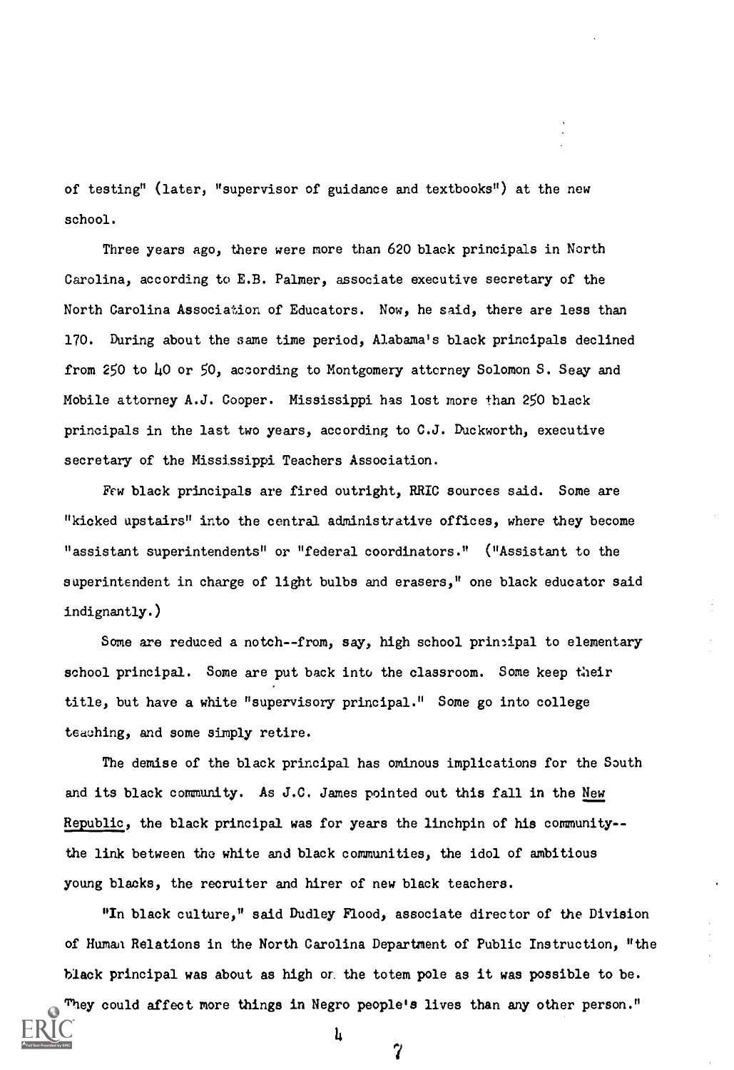of testing" (later, "supervisor of guidance and textbooks") at the new school.

Three years ago, there were more than 620 black principals in North Carolina, according to E.B. Palmer, associate executive secretary of the North Carolina Association of Educators. Now, he said, there are less than 170. During about the same time period, Alabama's black principals declined from 250 to 40 or 50, according to Montgomery attorney Solomon S. Seay and Mobile attorney A.J. Cooper. Mississippi has lost more than 250 black principals in the last two years, according to C.J. Duckworth, executive secretary of the Mississippi Teachers Association.

Few black principals are fired outright, RRIC sources said. Some are "kicked upstairs" into the central administrative offices, where they become "assistant superintendents" or "federal coordinators." ("Assistant to the superintendent in charge of light bulbs and erasers," one black educator said indignantly.)

Some are reduced a notch--from, say, high school principal to elementary school principal. Some are put back into the classroom. Some keep their title, but have a white "supervisory principal." Some go into college teaching, and some simply retire.

The demise of the black principal has ominous implications for the South and its black community. As J.C. James pointed out this fall in the New Republic, the black principal was for years the linchpin of his community--the link between the white and black communities, the idol of ambitious young blacks, the recruiter and hirer of new black teachers.

"In black culture," said Dudley Flood, associate director of the Division of Human Relations in the North Carolina Department of Public Instruction, "the black principal was about as high on the totem pole as it was possible to be. They could affect more things in Negro people's lives than any other person."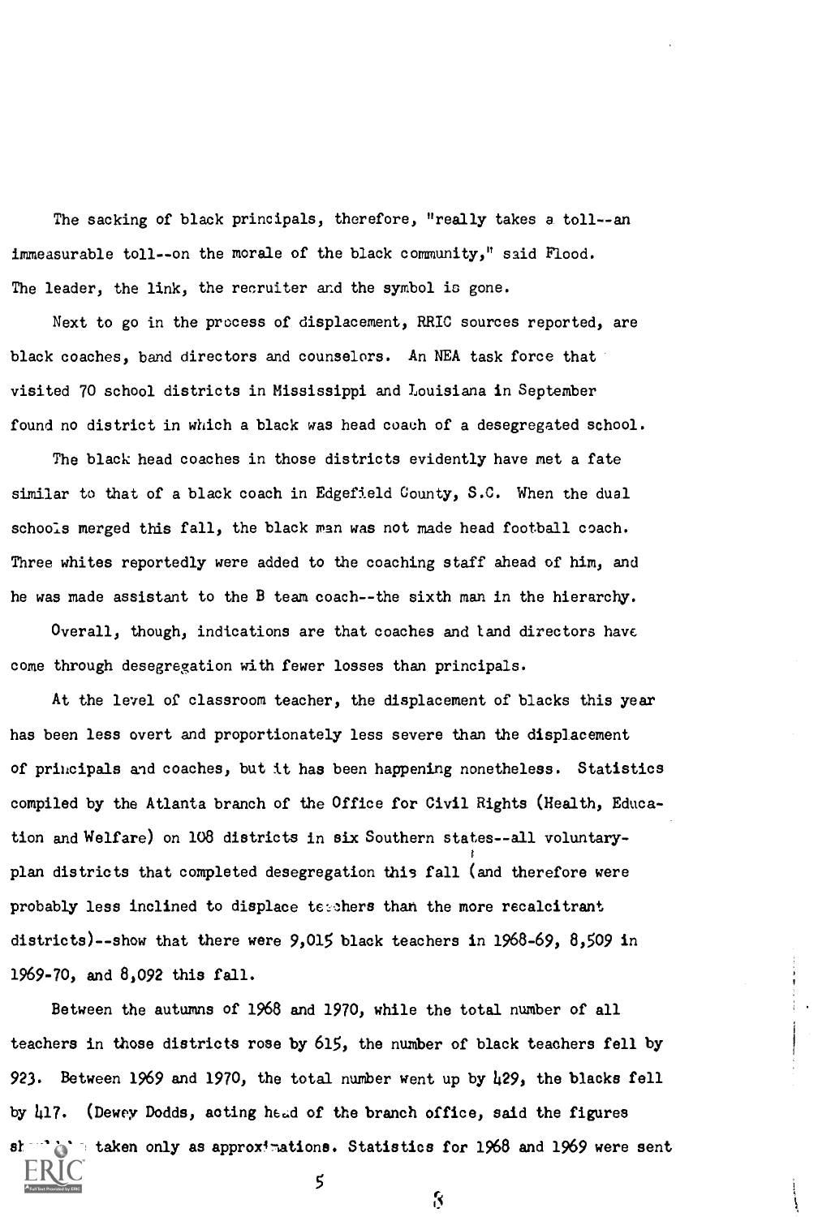The sacking of black principals, therefore, "really takes a toll--an immeasurable toll--on the morale of the black community," said Flood. The leader, the link, the recruiter and the symbol is gone.

Next to go in the process of displacement, RRIC sources reported, are black coaches, band directors and counselors. An NEA task force that visited 70 school districts in Mississippi and Louisiana in September found no district in which a black was head coach of a desegregated school.

The black head coaches in those districts evidently have met a fate similar to that of a black coach in Edgefield County, S.C. When the dual schools merged this fall, the black man was not made head football coach. Three whites reportedly were added to the coaching staff ahead of him, and he was made assistant to the B team coach--the sixth man in the hierarchy.

Overall, though, indications are that coaches and band directors have come through desegregation with fewer losses than principals.

At the level of classroom teacher, the displacement of blacks this year has been less overt and proportionately less severe than the displacement of principals and coaches, but it has been happening nonetheless. Statistics compiled by the Atlanta branch of the Office for Civil Rights (Health, Education and Welfare) on 108 districts in six Southern states--all voluntary-plan districts that completed desegregation this fall (and therefore were probably less inclined to displace teachers than the more recalcitrant districts)--show that there were 9,015 black teachers in 1968-69, 8,509 in 1969-70, and 8,092 this fall.

Between the autumns of 1968 and 1970, while the total number of all teachers in those districts rose by 615, the number of black teachers fell by 923. Between 1969 and 1970, the total number went up by 429, the blacks fell by 417. (Dewey Dodds, acting head of the branch office, said the figures should be taken only as approximations. Statistics for 1968 and 1969 were sent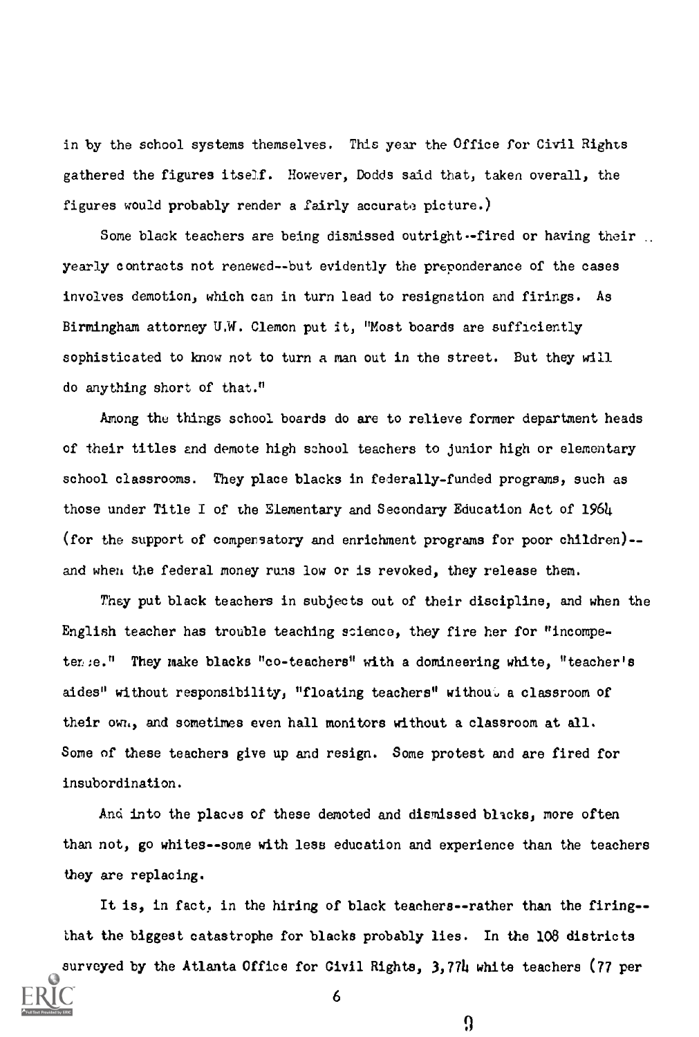in by the school systems themselves. This year the Office for Civil Rights gathered the figures itself. However, Dodds said that, taken overall, the figures would probably render a fairly accurate picture.)

Some black teachers are being dismissed outright--fired or having their yearly contracts not renewed--but evidently the preponderance of the cases involves demotion, which can in turn lead to resignation and firings. As Birmingham attorney U.W. Clemon put it, "Most boards are sufficiently sophisticated to know not to turn a man out in the street. But they will do anything short of that."

Among the things school boards do are to relieve former department heads of their titles and demote high school teachers to junior high or elementary school classrooms. They place blacks in federally-funded programs, such as those under Title I of the Elementary and Secondary Education Act of 1964 (for the support of compensatory and enrichment programs for poor children)--and when the federal money runs low or is revoked, they release them.

They put black teachers in subjects out of their discipline, and when the English teacher has trouble teaching science, they fire her for "incompetence." They make blacks "co-teachers" with a domineering white, "teacher's aides" without responsibility, "floating teachers" without a classroom of their own, and sometimes even hall monitors without a classroom at all. Some of these teachers give up and resign. Some protest and are fired for insubordination.

And into the places of these demoted and dismissed blacks, more often than not, go whites--some with less education and experience than the teachers they are replacing.

It is, in fact, in the hiring of black teachers--rather than the firing--that the biggest catastrophe for blacks probably lies. In the 108 districts surveyed by the Atlanta Office for Civil Rights, 3,774 white teachers (77 per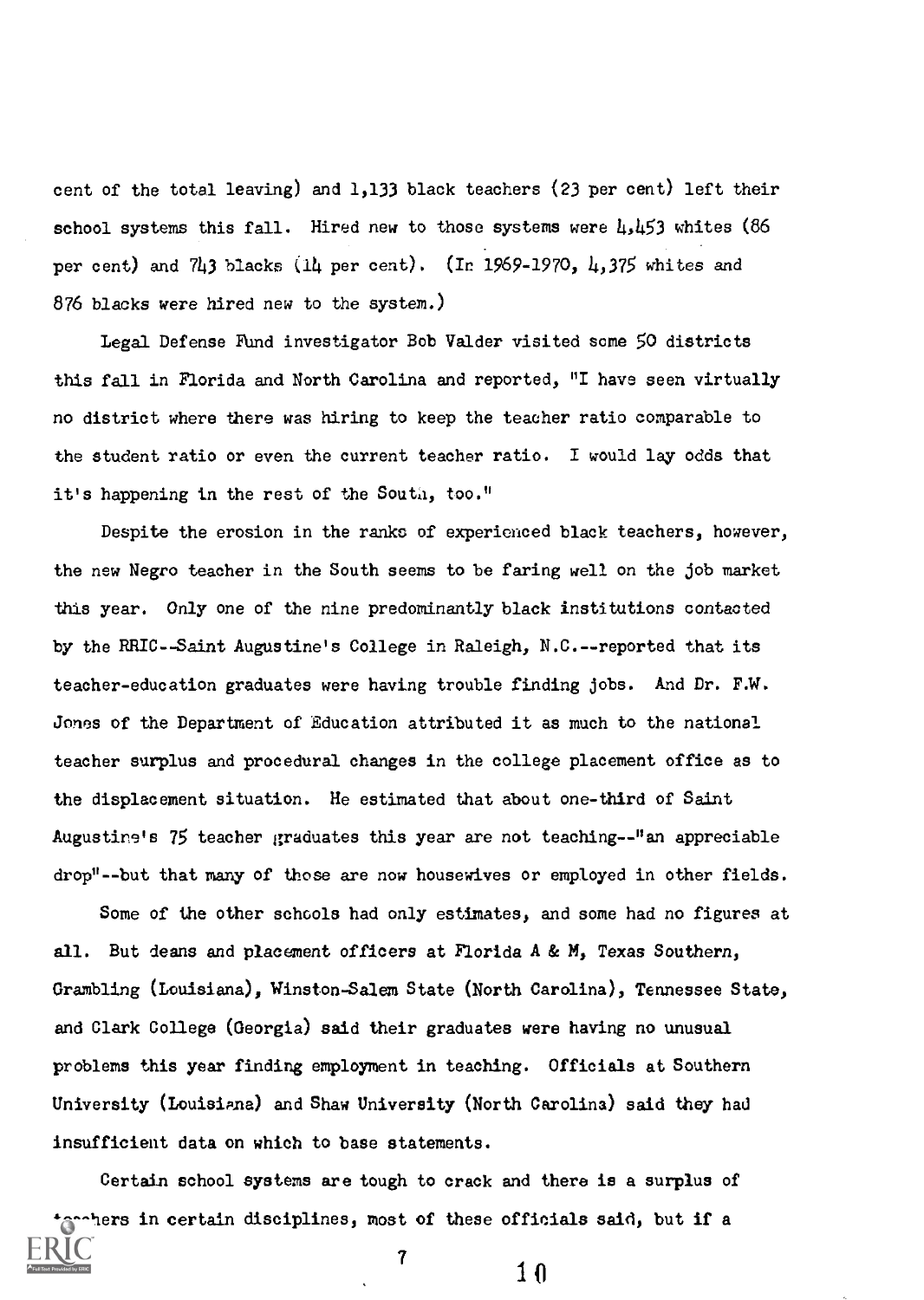cent of the total leaving) and 1,133 black teachers (23 per cent) left their school systems this fall. Hired new to those systems were 4,453 whites (86 per cent) and 743 blacks (14 per cent). (In 1969-1970, 4,375 whites and 876 blacks were hired new to the system.)

Legal Defense Fund investigator Bob Valder visited some 50 districts this fall in Florida and North Carolina and reported, "I have seen virtually no district where there was hiring to keep the teacher ratio comparable to the student ratio or even the current teacher ratio. I would lay odds that it's happening in the rest of the South, too."

Despite the erosion in the ranks of experienced black teachers, however, the new Negro teacher in the South seems to be faring well on the job market this year. Only one of the nine predominantly black institutions contacted by the RRIC--Saint Augustine's College in Raleigh, N.C.--reported that its teacher-education graduates were having trouble finding jobs. And Dr. F.W. Jones of the Department of Education attributed it as much to the national teacher surplus and procedural changes in the college placement office as to the displacement situation. He estimated that about one-third of Saint Augustine's 75 teacher graduates this year are not teaching--"an appreciable drop"--but that many of those are now housewives or employed in other fields.

Some of the other schools had only estimates, and some had no figures at all. But deans and placement officers at Florida A & M, Texas Southern, Grambling (Louisiana), Winston-Salem State (North Carolina), Tennessee State, and Clark College (Georgia) said their graduates were having no unusual problems this year finding employment in teaching. Officials at Southern University (Louisiana) and Shaw University (North Carolina) said they had insufficient data on which to base statements.

Certain school systems are tough to crack and there is a surplus of teachers in certain disciplines, most of these officials said, but if a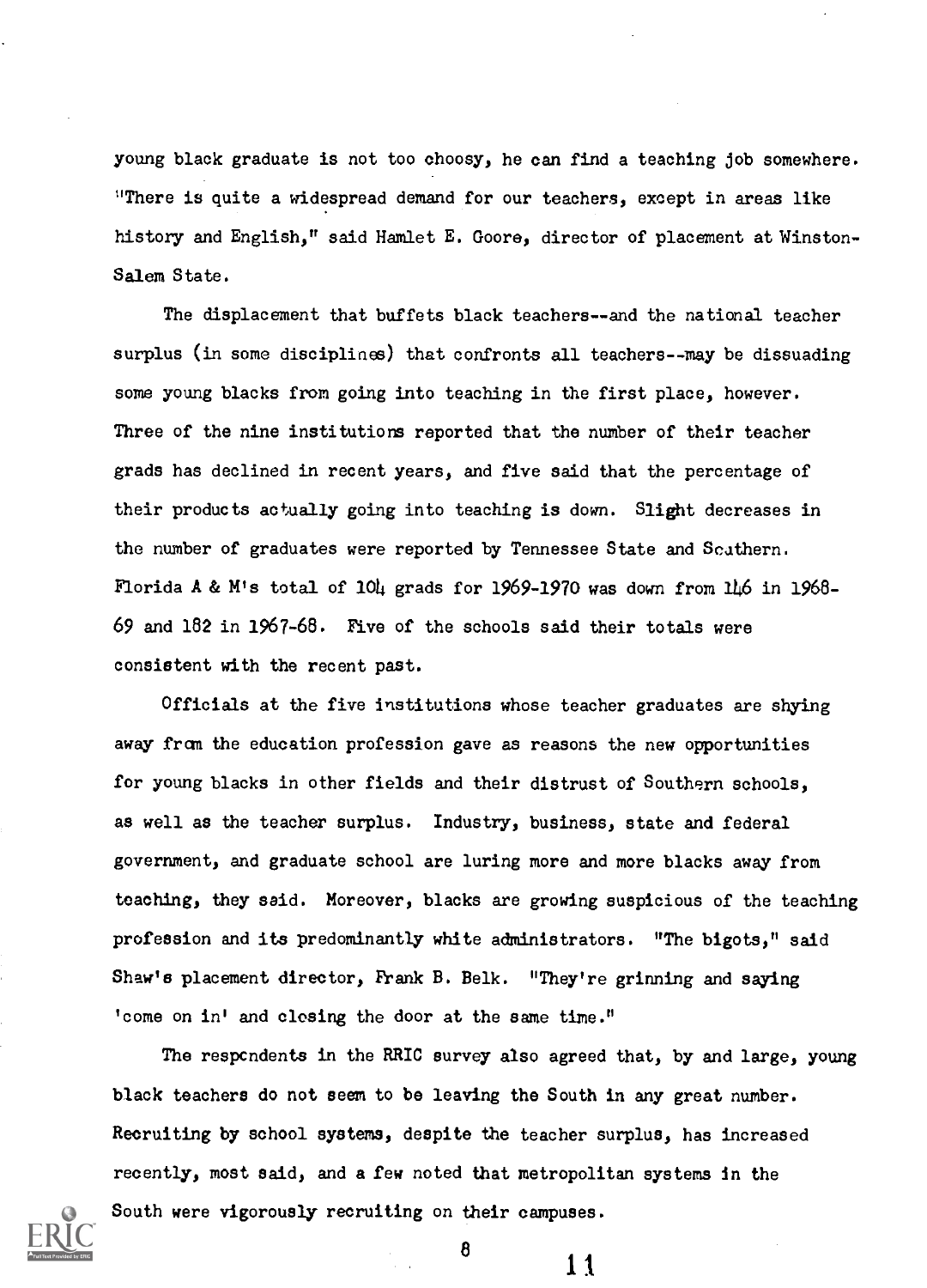young black graduate is not too choosy, he can find a teaching job somewhere. "There is quite a widespread demand for our teachers, except in areas like history and English," said Hamlet E. Goore, director of placement at Winston-Salem State.

The displacement that buffets black teachers--and the national teacher surplus (in some disciplines) that confronts all teachers--may be dissuading some young blacks from going into teaching in the first place, however. Three of the nine institutions reported that the number of their teacher grads has declined in recent years, and five said that the percentage of their products actually going into teaching is down. Slight decreases in the number of graduates were reported by Tennessee State and Southern. Florida A & M's total of 104 grads for 1969-1970 was down from 146 in 1968-69 and 182 in 1967-68. Five of the schools said their totals were consistent with the recent past.

Officials at the five institutions whose teacher graduates are shying away from the education profession gave as reasons the new opportunities for young blacks in other fields and their distrust of Southern schools, as well as the teacher surplus. Industry, business, state and federal government, and graduate school are luring more and more blacks away from teaching, they said. Moreover, blacks are growing suspicious of the teaching profession and its predominantly white administrators. "The bigots," said Shaw's placement director, Frank B. Belk. "They're grinning and saying 'come on in' and closing the door at the same time."

The respondents in the RRIC survey also agreed that, by and large, young black teachers do not seem to be leaving the South in any great number. Recruiting by school systems, despite the teacher surplus, has increased recently, most said, and a few noted that metropolitan systems in the South were vigorously recruiting on their campuses.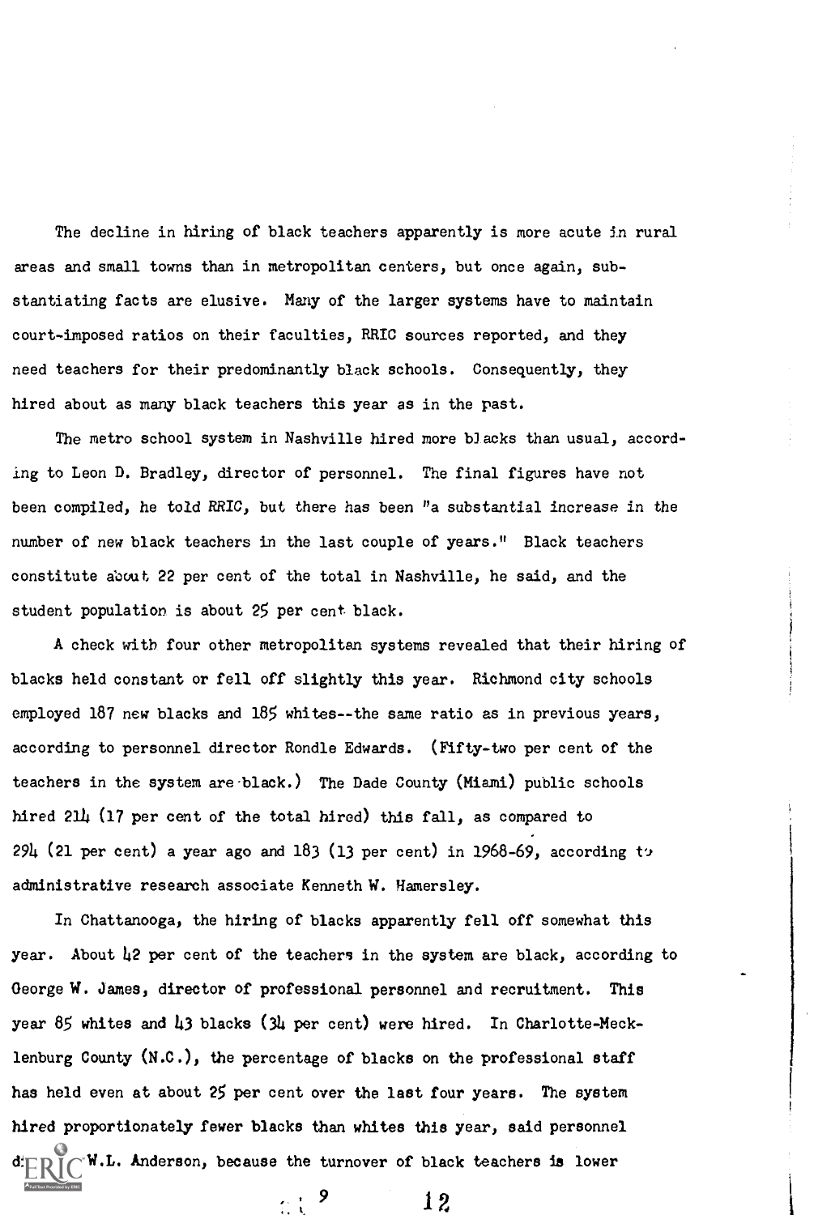The decline in hiring of black teachers apparently is more acute in rural areas and small towns than in metropolitan centers, but once again, substantiating facts are elusive. Many of the larger systems have to maintain court-imposed ratios on their faculties, RRIC sources reported, and they need teachers for their predominantly black schools. Consequently, they hired about as many black teachers this year as in the past.

The metro school system in Nashville hired more blacks than usual, according to Leon D. Bradley, director of personnel. The final figures have not been compiled, he told RRIC, but there has been "a substantial increase in the number of new black teachers in the last couple of years." Black teachers constitute about 22 per cent of the total in Nashville, he said, and the student population is about 25 per cent black.

A check with four other metropolitan systems revealed that their hiring of blacks held constant or fell off slightly this year. Richmond city schools employed 187 new blacks and 185 whites--the same ratio as in previous years, according to personnel director Rondle Edwards. (Fifty-two per cent of the teachers in the system are black.) The Dade County (Miami) public schools hired 214 (17 per cent of the total hired) this fall, as compared to 294 (21 per cent) a year ago and 183 (13 per cent) in 1968-69, according to administrative research associate Kenneth W. Hamersley.

In Chattanooga, the hiring of blacks apparently fell off somewhat this year. About 42 per cent of the teachers in the system are black, according to George W. James, director of professional personnel and recruitment. This year 85 whites and 43 blacks (34 per cent) were hired. In Charlotte-Mecklenburg County (N.C.), the percentage of blacks on the professional staff has held even at about 25 per cent over the last four years. The system hired proportionately fewer blacks than whites this year, said personnel director W.L. Anderson, because the turnover of black teachers is lower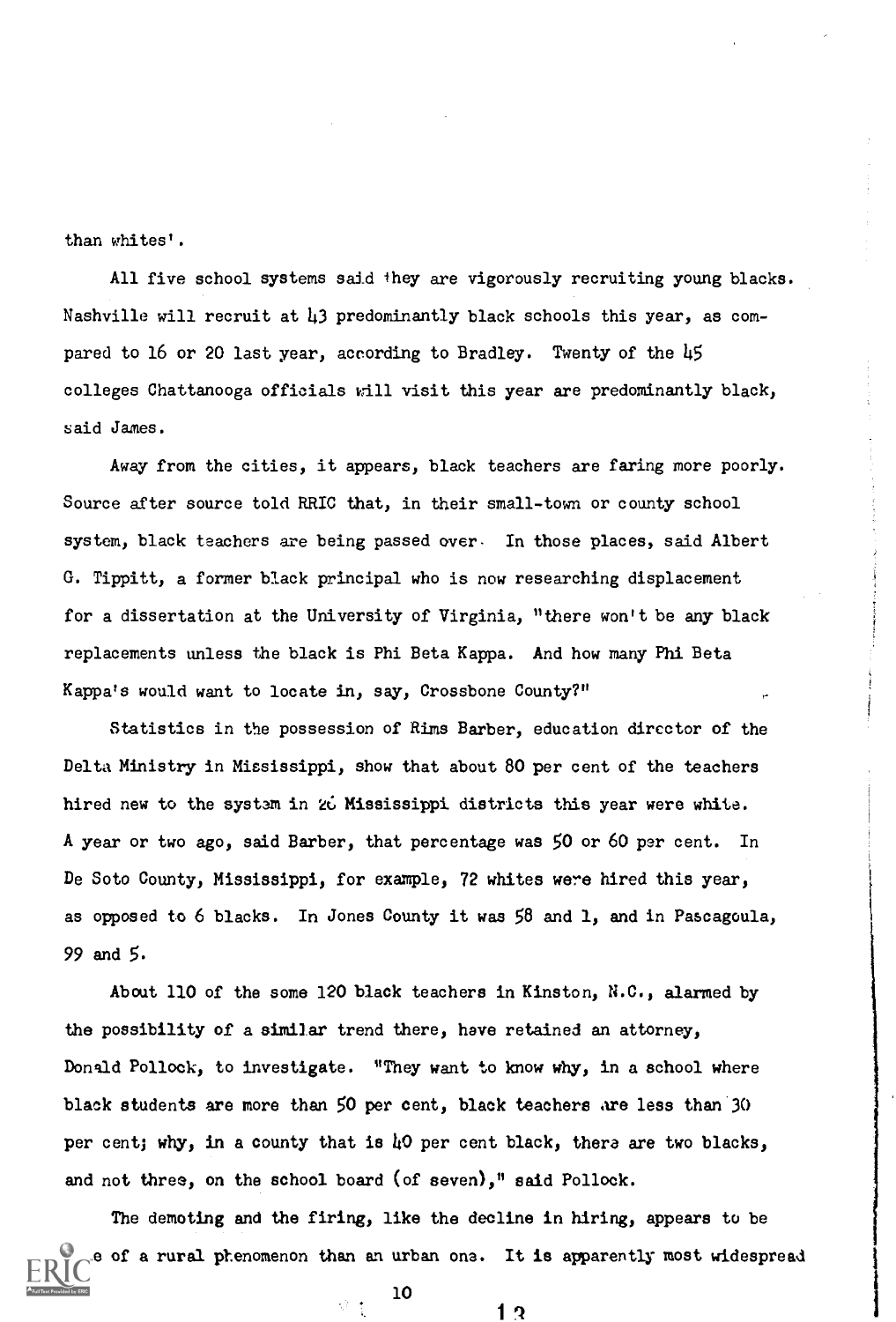than whites'.

All five school systems said they are vigorously recruiting young blacks. Nashville will recruit at 43 predominantly black schools this year, as compared to 16 or 20 last year, according to Bradley. Twenty of the 45 colleges Chattanooga officials will visit this year are predominantly black, said James.

Away from the cities, it appears, black teachers are faring more poorly. Source after source told RRIC that, in their small-town or county school system, black teachers are being passed over. In those places, said Albert G. Tippitt, a former black principal who is now researching displacement for a dissertation at the University of Virginia, "there won't be any black replacements unless the black is Phi Beta Kappa. And how many Phi Beta Kappa's would want to locate in, say, Crossbone County?"

Statistics in the possession of Rims Barber, education director of the Delta Ministry in Mississippi, show that about 80 per cent of the teachers hired new to the system in 26 Mississippi districts this year were white. A year or two ago, said Barber, that percentage was 50 or 60 per cent. In De Soto County, Mississippi, for example, 72 whites were hired this year, as opposed to 6 blacks. In Jones County it was 58 and 1, and in Pascagoula, 99 and 5.

About 110 of the some 120 black teachers in Kinston, N.C., alarmed by the possibility of a similar trend there, have retained an attorney, Donald Pollock, to investigate. "They want to know why, in a school where black students are more than 50 per cent, black teachers are less than 30 per cent; why, in a county that is 40 per cent black, there are two blacks, and not three, on the school board (of seven)," said Pollock.

The demoting and the firing, like the decline in hiring, appears to be more of a rural phenomenon than an urban one. It is apparently most widespread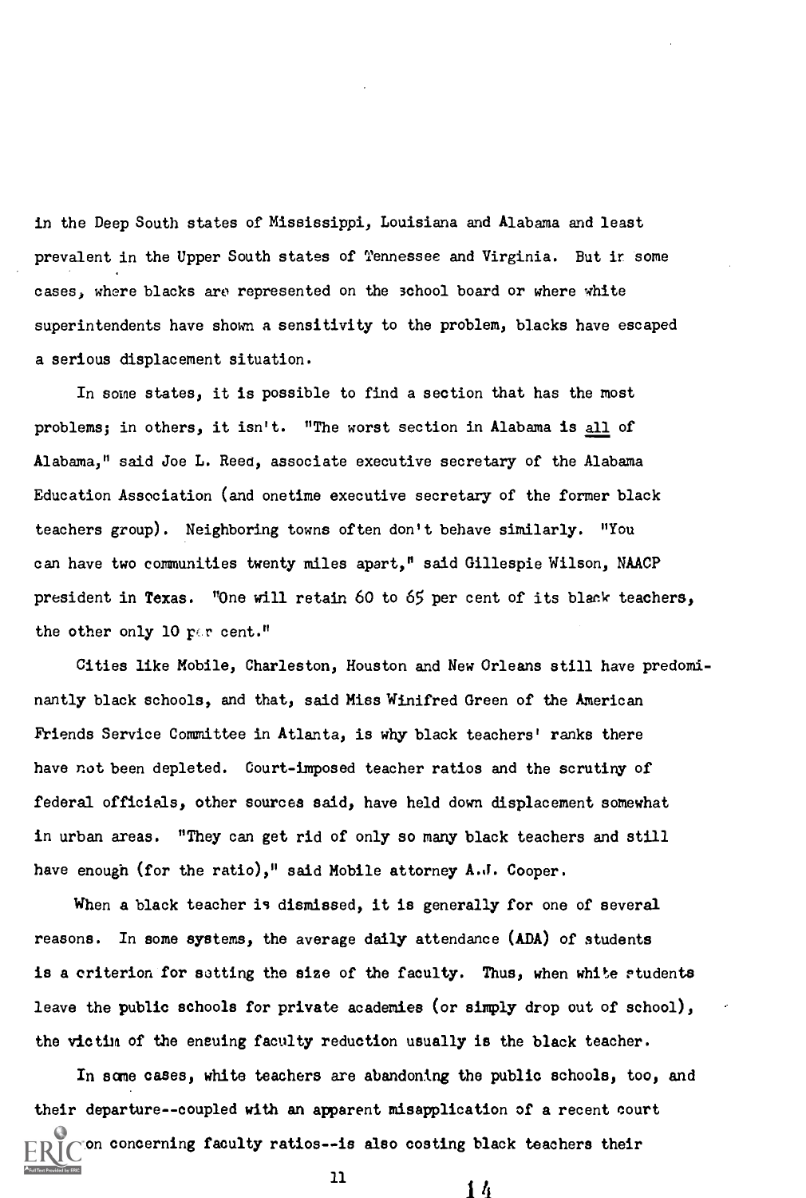in the Deep South states of Mississippi, Louisiana and Alabama and least prevalent in the Upper South states of Tennessee and Virginia. But in some cases, where blacks are represented on the school board or where white superintendents have shown a sensitivity to the problem, blacks have escaped a serious displacement situation.

In some states, it is possible to find a section that has the most problems; in others, it isn't. "The worst section in Alabama is all of Alabama," said Joe L. Reed, associate executive secretary of the Alabama Education Association (and onetime executive secretary of the former black teachers group). Neighboring towns often don't behave similarly. "You can have two communities twenty miles apart," said Gillespie Wilson, NAACP president in Texas. "One will retain 60 to 65 per cent of its black teachers, the other only 10 per cent."

Cities like Mobile, Charleston, Houston and New Orleans still have predominantly black schools, and that, said Miss Winifred Green of the American Friends Service Committee in Atlanta, is why black teachers' ranks there have not been depleted. Court-imposed teacher ratios and the scrutiny of federal officials, other sources said, have held down displacement somewhat in urban areas. "They can get rid of only so many black teachers and still have enough (for the ratio)," said Mobile attorney A.J. Cooper.

When a black teacher is dismissed, it is generally for one of several reasons. In some systems, the average daily attendance (ADA) of students is a criterion for setting the size of the faculty. Thus, when white students leave the public schools for private academies (or simply drop out of school), the victim of the ensuing faculty reduction usually is the black teacher.

In some cases, white teachers are abandoning the public schools, too, and their departure--coupled with an apparent misapplication of a recent court ...on concerning faculty ratios--is also costing black teachers their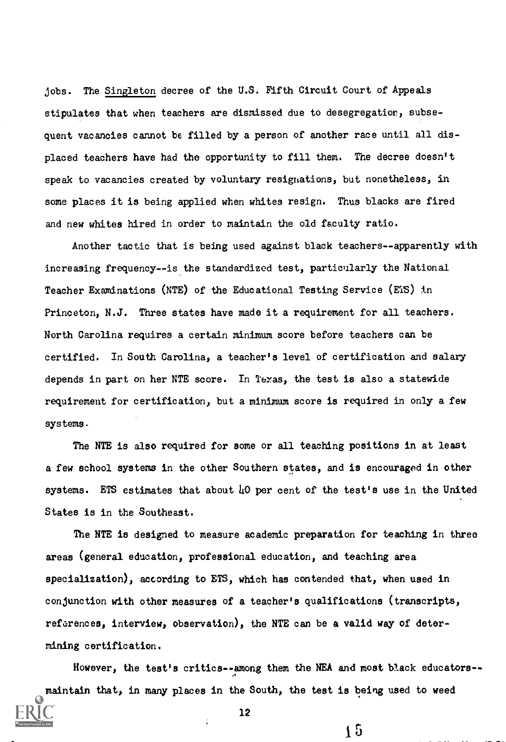jobs. The *Singleton* decree of the U.S. Fifth Circuit Court of Appeals stipulates that when teachers are dismissed due to desegregation, subsequent vacancies cannot be filled by a person of another race until all displaced teachers have had the opportunity to fill them. The decree doesn't speak to vacancies created by voluntary resignations, but nonetheless, in some places it is being applied when whites resign. Thus blacks are fired and new whites hired in order to maintain the old faculty ratio.

Another tactic that is being used against black teachers--apparently with increasing frequency--is the standardized test, particularly the National Teacher Examinations (NTE) of the Educational Testing Service (ETS) in Princeton, N.J. Three states have made it a requirement for all teachers. North Carolina requires a certain minimum score before teachers can be certified. In South Carolina, a teacher's level of certification and salary depends in part on her NTE score. In Texas, the test is also a statewide requirement for certification, but a minimum score is required in only a few systems.

The NTE is also required for some or all teaching positions in at least a few school systems in the other Southern states, and is encouraged in other systems. ETS estimates that about 40 per cent of the test's use in the United States is in the Southeast.

The NTE is designed to measure academic preparation for teaching in three areas (general education, professional education, and teaching area specialization), according to ETS, which has contended that, when used in conjunction with other measures of a teacher's qualifications (transcripts, references, interview, observation), the NTE can be a valid way of determining certification.

However, the test's critics--among them the NEA and most black educators--maintain that, in many places in the South, the test is being used to weed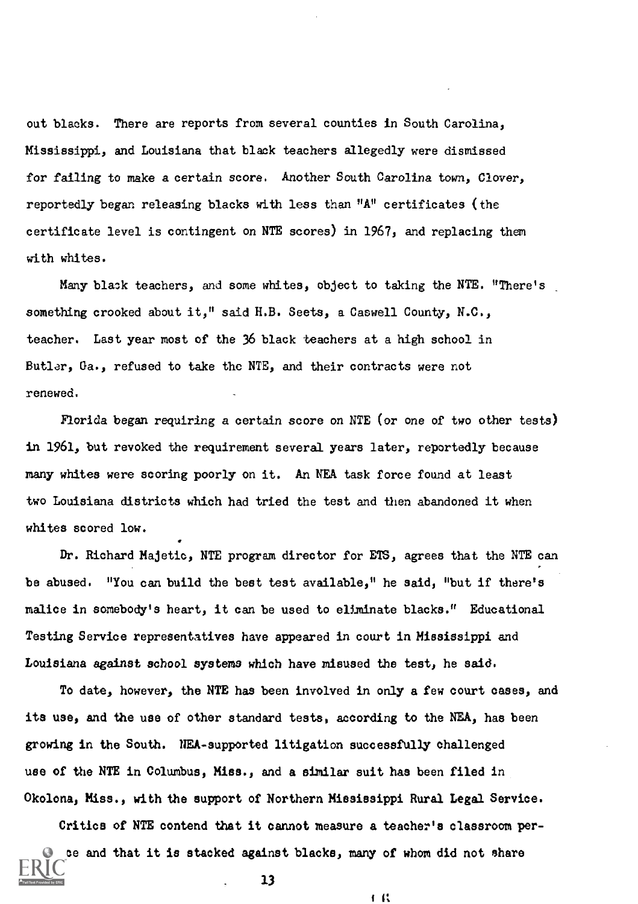out blacks. There are reports from several counties in South Carolina, Mississippi, and Louisiana that black teachers allegedly were dismissed for failing to make a certain score. Another South Carolina town, Clover, reportedly began releasing blacks with less than "A" certificates (the certificate level is contingent on NTE scores) in 1967, and replacing them with whites.

Many black teachers, and some whites, object to taking the NTE. "There's something crooked about it," said H.B. Seets, a Caswell County, N.C., teacher. Last year most of the 36 black teachers at a high school in Butler, Ga., refused to take the NTE, and their contracts were not renewed.

Florida began requiring a certain score on NTE (or one of two other tests) in 1961, but revoked the requirement several years later, reportedly because many whites were scoring poorly on it. An NEA task force found at least two Louisiana districts which had tried the test and then abandoned it when whites scored low.

Dr. Richard Majetic, NTE program director for ETS, agrees that the NTE can be abused. "You can build the best test available," he said, "but if there's malice in somebody's heart, it can be used to eliminate blacks." Educational Testing Service representatives have appeared in court in Mississippi and Louisiana against school systems which have misused the test, he said.

To date, however, the NTE has been involved in only a few court cases, and its use, and the use of other standard tests, according to the NEA, has been growing in the South. NEA-supported litigation successfully challenged use of the NTE in Columbus, Miss., and a similar suit has been filed in Okolona, Miss., with the support of Northern Mississippi Rural Legal Service.

Critics of NTE contend that it cannot measure a teacher's classroom per- ce and that it is stacked against blacks, many of whom did not share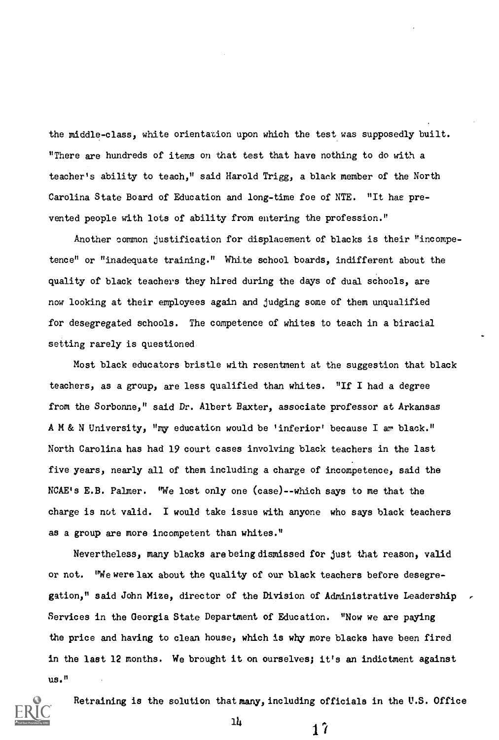the middle-class, white orientation upon which the test was supposedly built. "There are hundreds of items on that test that have nothing to do with a teacher's ability to teach," said Harold Trigg, a black member of the North Carolina State Board of Education and long-time foe of NTE. "It has prevented people with lots of ability from entering the profession."

Another common justification for displacement of blacks is their "incompetence" or "inadequate training." White school boards, indifferent about the quality of black teachers they hired during the days of dual schools, are now looking at their employees again and judging some of them unqualified for desegregated schools. The competence of whites to teach in a biracial setting rarely is questioned

Most black educators bristle with resentment at the suggestion that black teachers, as a group, are less qualified than whites. "If I had a degree from the Sorbonne," said Dr. Albert Baxter, associate professor at Arkansas A M & N University, "my education would be 'inferior' because I am black." North Carolina has had 19 court cases involving black teachers in the last five years, nearly all of them including a charge of incompetence, said the NCAE's E.B. Palmer. "We lost only one (case)--which says to me that the charge is not valid. I would take issue with anyone who says black teachers as a group are more incompetent than whites."

Nevertheless, many blacks are being dismissed for just that reason, valid or not. "We were lax about the quality of our black teachers before desegregation," said John Mize, director of the Division of Administrative Leadership Services in the Georgia State Department of Education. "Now we are paying the price and having to clean house, which is why more blacks have been fired in the last 12 months. We brought it on ourselves; it's an indictment against us."

Retraining is the solution that many, including officials in the U.S. Office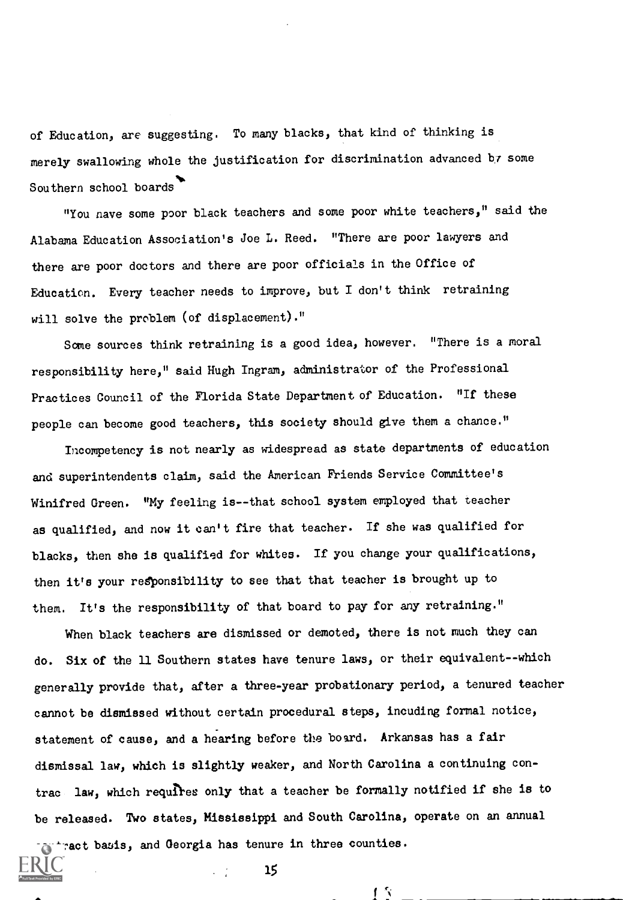of Education, are suggesting. To many blacks, that kind of thinking is merely swallowing whole the justification for discrimination advanced by some Southern school boards

"You have some poor black teachers and some poor white teachers," said the Alabama Education Association's Joe L. Reed. "There are poor lawyers and there are poor doctors and there are poor officials in the Office of Education. Every teacher needs to improve, but I don't think retraining will solve the problem (of displacement)."

Some sources think retraining is a good idea, however. "There is a moral responsibility here," said Hugh Ingram, administrator of the Professional Practices Council of the Florida State Department of Education. "If these people can become good teachers, this society should give them a chance."

Incompetency is not nearly as widespread as state departments of education and superintendents claim, said the American Friends Service Committee's Winifred Green. "My feeling is--that school system employed that teacher as qualified, and now it can't fire that teacher. If she was qualified for blacks, then she is qualified for whites. If you change your qualifications, then it's your responsibility to see that that teacher is brought up to them. It's the responsibility of that board to pay for any retraining."

When black teachers are dismissed or demoted, there is not much they can do. Six of the 11 Southern states have tenure laws, or their equivalent--which generally provide that, after a three-year probationary period, a tenured teacher cannot be dismissed without certain procedural steps, incuding formal notice, statement of cause, and a hearing before the board. Arkansas has a fair dismissal law, which is slightly weaker, and North Carolina a continuing contrac law, which requires only that a teacher be formally notified if she is to be released. Two states, Mississippi and South Carolina, operate on an annual contract basis, and Georgia has tenure in three counties.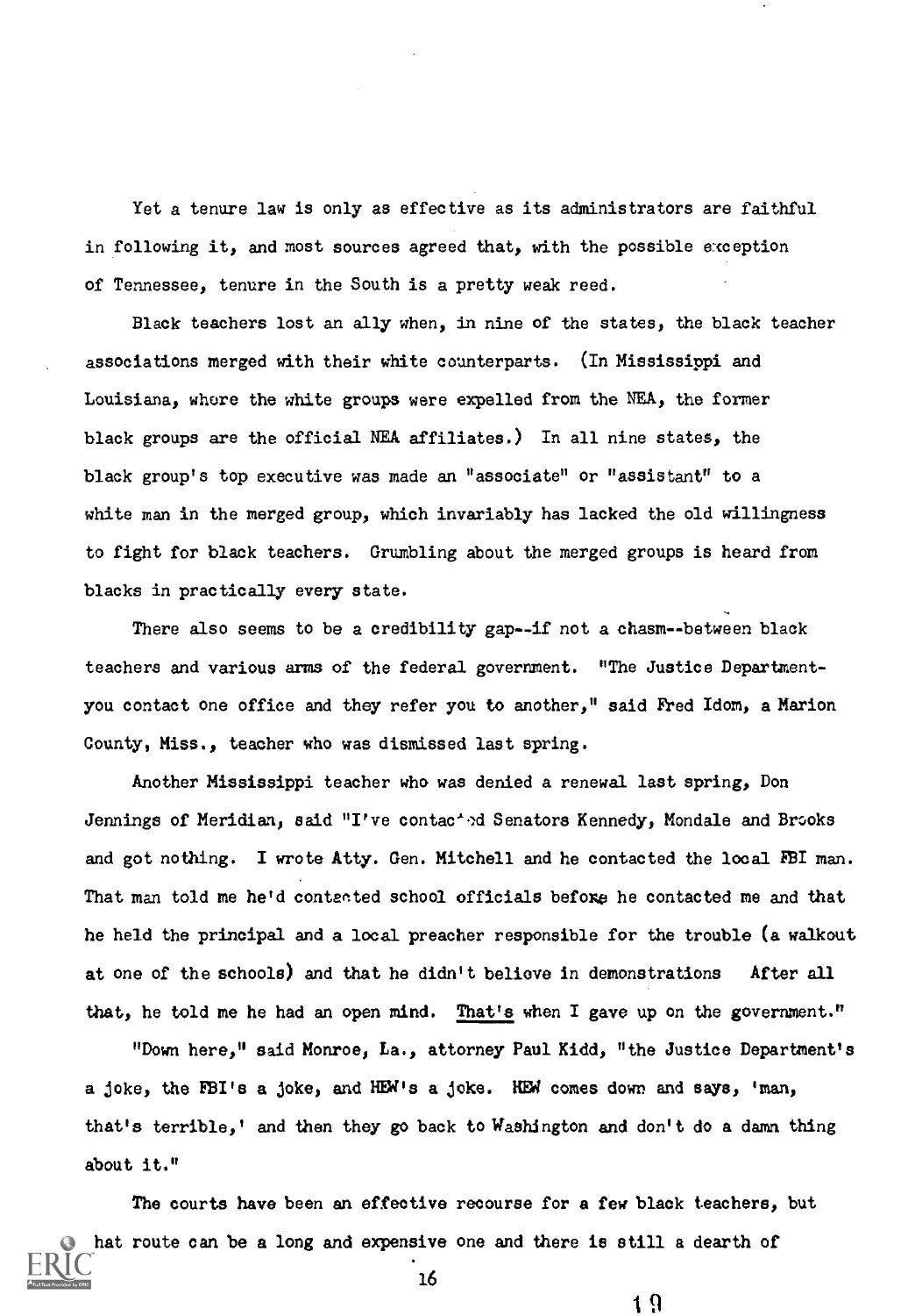Yet a tenure law is only as effective as its administrators are faithful in following it, and most sources agreed that, with the possible exception of Tennessee, tenure in the South is a pretty weak reed.

Black teachers lost an ally when, in nine of the states, the black teacher associations merged with their white counterparts. (In Mississippi and Louisiana, where the white groups were expelled from the NEA, the former black groups are the official NEA affiliates.) In all nine states, the black group's top executive was made an "associate" or "assistant" to a white man in the merged group, which invariably has lacked the old willingness to fight for black teachers. Grumbling about the merged groups is heard from blacks in practically every state.

There also seems to be a credibility gap--if not a chasm--between black teachers and various arms of the federal government. "The Justice Department-you contact one office and they refer you to another," said Fred Idom, a Marion County, Miss., teacher who was dismissed last spring.

Another Mississippi teacher who was denied a renewal last spring, Don Jennings of Meridian, said "I've contacted Senators Kennedy, Mondale and Brooks and got nothing. I wrote Atty. Gen. Mitchell and he contacted the local FBI man. That man told me he'd contacted school officials before he contacted me and that he held the principal and a local preacher responsible for the trouble (a walkout at one of the schools) and that he didn't believe in demonstrations After all that, he told me he had an open mind. That's when I gave up on the government."

"Down here," said Monroe, La., attorney Paul Kidd, "the Justice Department's a joke, the FBI's a joke, and HEW's a joke. HEW comes down and says, 'man, that's terrible,' and then they go back to Washington and don't do a damn thing about it."

The courts have been an effective recourse for a few black teachers, but that route can be a long and expensive one and there is still a dearth of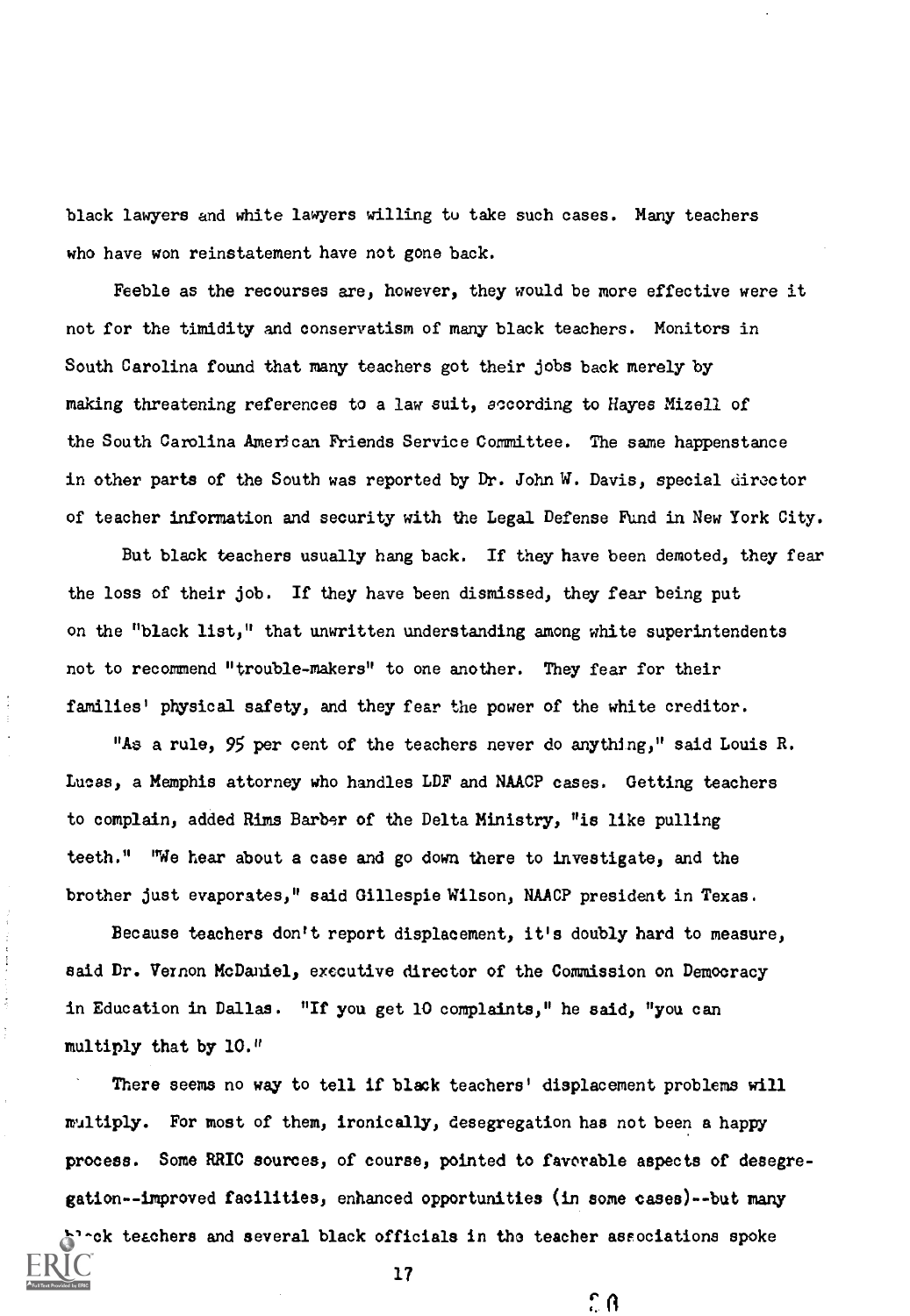black lawyers and white lawyers willing to take such cases. Many teachers who have won reinstatement have not gone back.

Feeble as the recourses are, however, they would be more effective were it not for the timidity and conservatism of many black teachers. Monitors in South Carolina found that many teachers got their jobs back merely by making threatening references to a law suit, according to Hayes Mizell of the South Carolina American Friends Service Committee. The same happenstance in other parts of the South was reported by Dr. John W. Davis, special director of teacher information and security with the Legal Defense Fund in New York City.

But black teachers usually hang back. If they have been demoted, they fear the loss of their job. If they have been dismissed, they fear being put on the "black list," that unwritten understanding among white superintendents not to recommend "trouble-makers" to one another. They fear for their families' physical safety, and they fear the power of the white creditor.

"As a rule, 95 per cent of the teachers never do anything," said Louis R. Lucas, a Memphis attorney who handles LDF and NAACP cases. Getting teachers to complain, added Rims Barber of the Delta Ministry, "is like pulling teeth." "We hear about a case and go down there to investigate, and the brother just evaporates," said Gillespie Wilson, NAACP president in Texas.

Because teachers don't report displacement, it's doubly hard to measure, said Dr. Vernon McDaniel, executive director of the Commission on Democracy in Education in Dallas. "If you get 10 complaints," he said, "you can multiply that by 10."

There seems no way to tell if black teachers' displacement problems will multiply. For most of them, ironically, desegregation has not been a happy process. Some RRIC sources, of course, pointed to favorable aspects of desegregation--improved facilities, enhanced opportunities (in some cases)--but many black teachers and several black officials in the teacher associations spoke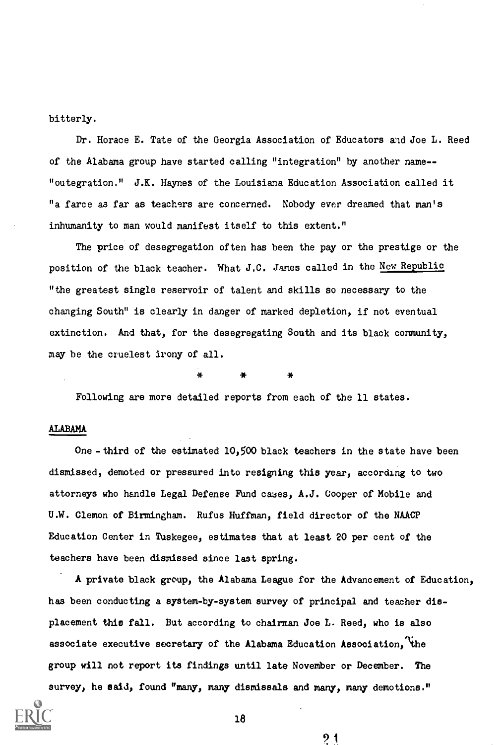bitterly.

Dr. Horace E. Tate of the Georgia Association of Educators and Joe L. Reed of the Alabama group have started calling "integration" by another name--"outegration." J.K. Haynes of the Louisiana Education Association called it "a farce as far as teachers are concerned. Nobody ever dreamed that man's inhumanity to man would manifest itself to this extent."

The price of desegregation often has been the pay or the prestige or the position of the black teacher. What J.C. James called in the New Republic "the greatest single reservoir of talent and skills so necessary to the changing South" is clearly in danger of marked depletion, if not eventual extinction. And that, for the desegregating South and its black community, may be the cruelest irony of all.

\*    \*    \*

Following are more detailed reports from each of the 11 states.

## ALABAMA

One - third of the estimated 10,500 black teachers in the state have been dismissed, demoted or pressured into resigning this year, according to two attorneys who handle Legal Defense Fund cases, A.J. Cooper of Mobile and U.W. Clemon of Birmingham. Rufus Huffman, field director of the NAACP Education Center in Tuskegee, estimates that at least 20 per cent of the teachers have been dismissed since last spring.

A private black group, the Alabama League for the Advancement of Education, has been conducting a system-by-system survey of principal and teacher displacement this fall. But according to chairman Joe L. Reed, who is also associate executive secretary of the Alabama Education Association, the group will not report its findings until late November or December. The survey, he said, found "many, many dismissals and many, many demotions."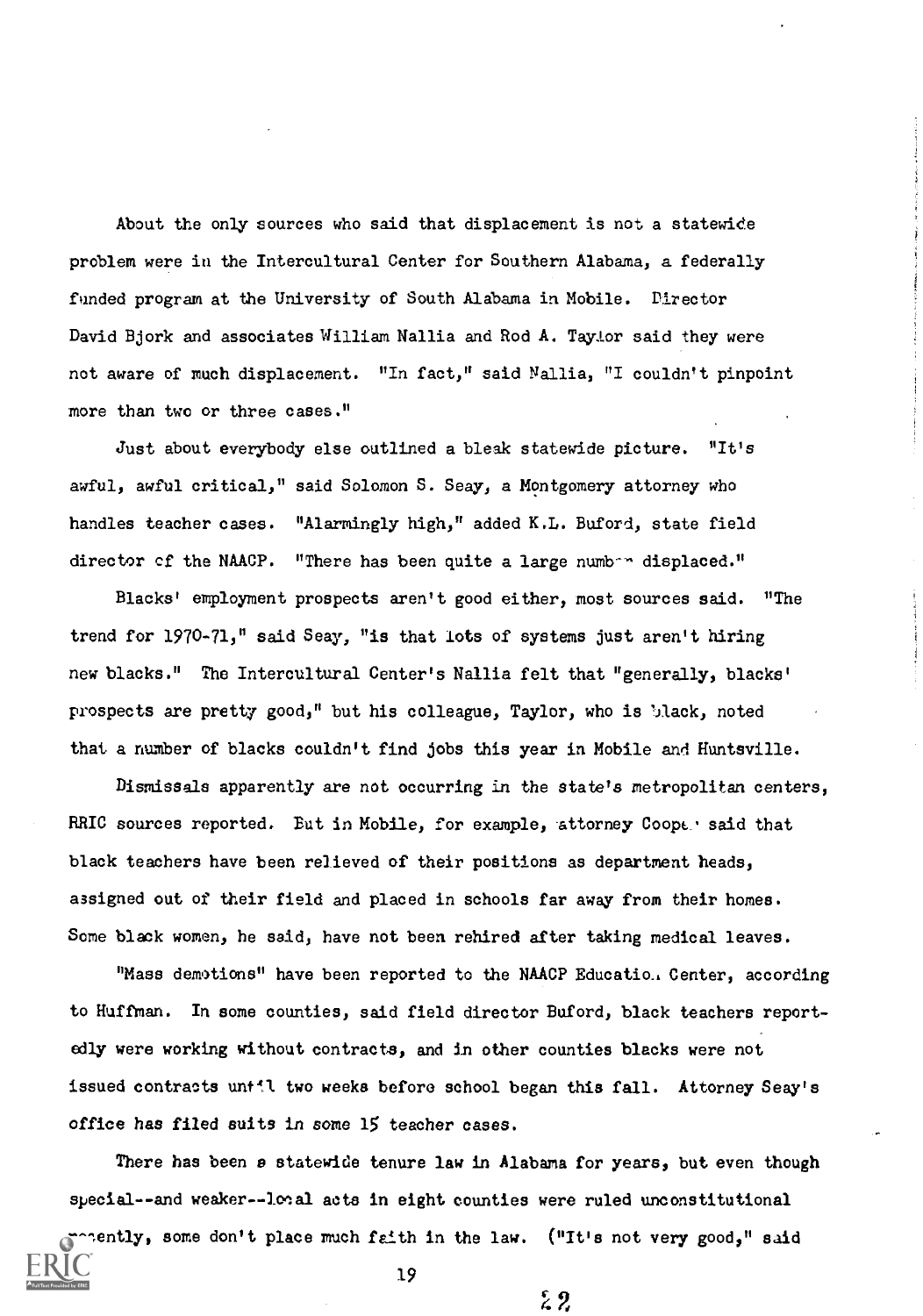About the only sources who said that displacement is not a statewide problem were in the Intercultural Center for Southern Alabama, a federally funded program at the University of South Alabama in Mobile. Director David Bjork and associates William Nallia and Rod A. Taylor said they were not aware of much displacement. "In fact," said Nallia, "I couldn't pinpoint more than two or three cases."

Just about everybody else outlined a bleak statewide picture. "It's awful, awful critical," said Solomon S. Seay, a Montgomery attorney who handles teacher cases. "Alarmingly high," added K.L. Buford, state field director of the NAACP. "There has been quite a large number displaced."

Blacks' employment prospects aren't good either, most sources said. "The trend for 1970-71," said Seay, "is that lots of systems just aren't hiring new blacks." The Intercultural Center's Nallia felt that "generally, blacks' prospects are pretty good," but his colleague, Taylor, who is black, noted that a number of blacks couldn't find jobs this year in Mobile and Huntsville.

Dismissals apparently are not occurring in the state's metropolitan centers, RRIC sources reported. But in Mobile, for example, attorney Cooper said that black teachers have been relieved of their positions as department heads, assigned out of their field and placed in schools far away from their homes. Some black women, he said, have not been rehired after taking medical leaves.

"Mass demotions" have been reported to the NAACP Education Center, according to Huffman. In some counties, said field director Buford, black teachers reportedly were working without contracts, and in other counties blacks were not issued contracts until two weeks before school began this fall. Attorney Seay's office has filed suits in some 15 teacher cases.

There has been a statewide tenure law in Alabama for years, but even though special--and weaker--local acts in eight counties were ruled unconstitutional recently, some don't place much faith in the law. ("It's not very good," said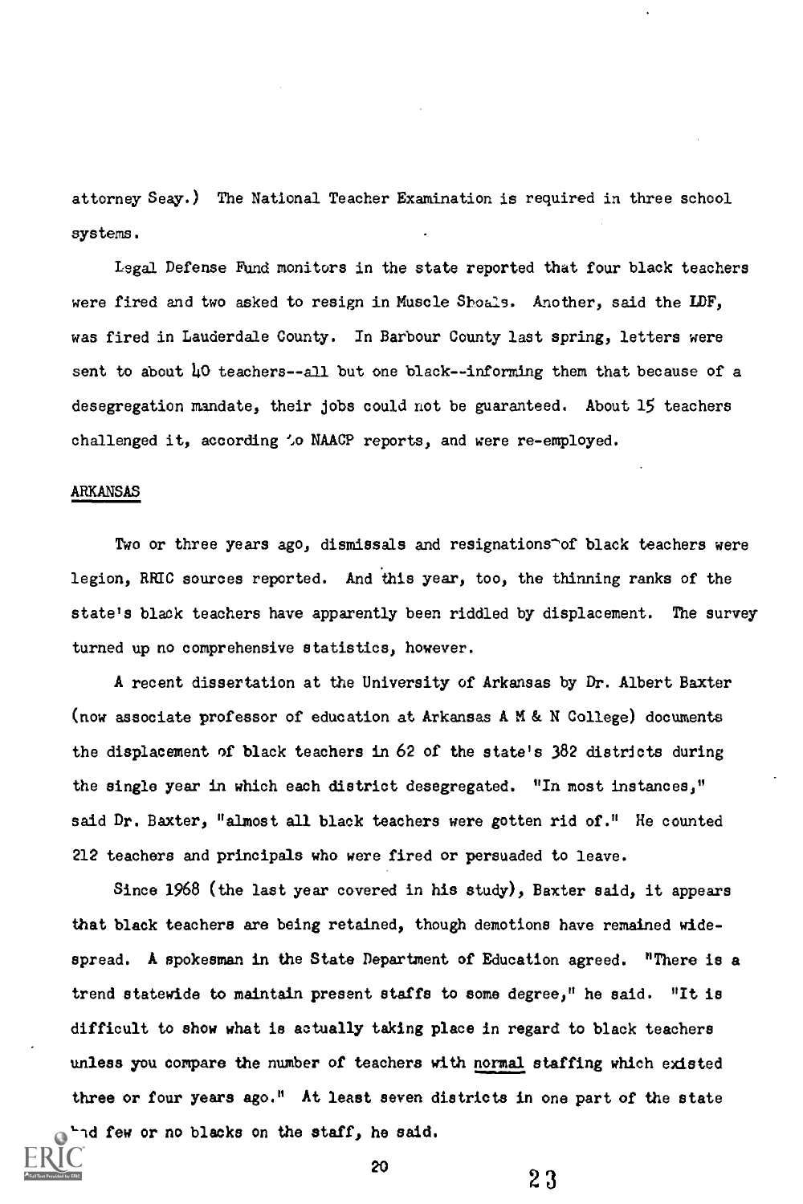attorney Seay.) The National Teacher Examination is required in three school systems.

Legal Defense Fund monitors in the state reported that four black teachers were fired and two asked to resign in Muscle Shoals. Another, said the LDF, was fired in Lauderdale County. In Barbour County last spring, letters were sent to about 40 teachers--all but one black--informing them that because of a desegregation mandate, their jobs could not be guaranteed. About 15 teachers challenged it, according to NAACP reports, and were re-employed.

## ARKANSAS

Two or three years ago, dismissals and resignations of black teachers were legion, RRIC sources reported. And this year, too, the thinning ranks of the state's black teachers have apparently been riddled by displacement. The survey turned up no comprehensive statistics, however.

A recent dissertation at the University of Arkansas by Dr. Albert Baxter (now associate professor of education at Arkansas A M & N College) documents the displacement of black teachers in 62 of the state's 382 districts during the single year in which each district desegregated. "In most instances," said Dr. Baxter, "almost all black teachers were gotten rid of." He counted 212 teachers and principals who were fired or persuaded to leave.

Since 1968 (the last year covered in his study), Baxter said, it appears that black teachers are being retained, though demotions have remained widespread. A spokesman in the State Department of Education agreed. "There is a trend statewide to maintain present staffs to some degree," he said. "It is difficult to show what is actually taking place in regard to black teachers unless you compare the number of teachers with <u>normal</u> staffing which existed three or four years ago." At least seven districts in one part of the state had few or no blacks on the staff, he said.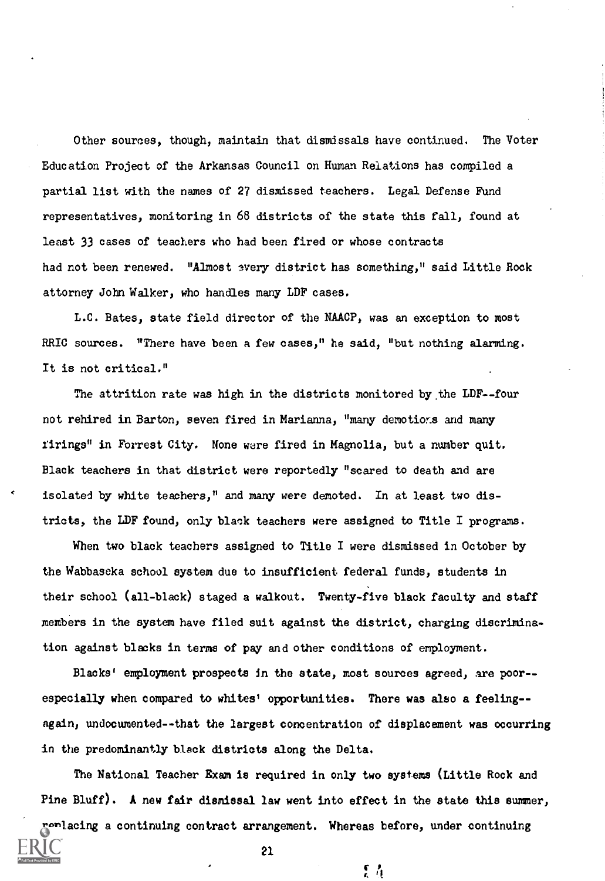Other sources, though, maintain that dismissals have continued. The Voter Education Project of the Arkansas Council on Human Relations has compiled a partial list with the names of 27 dismissed teachers. Legal Defense Fund representatives, monitoring in 68 districts of the state this fall, found at least 33 cases of teachers who had been fired or whose contracts had not been renewed. "Almost every district has something," said Little Rock attorney John Walker, who handles many LDF cases.

L.C. Bates, state field director of the NAACP, was an exception to most RRIC sources. "There have been a few cases," he said, "but nothing alarming. It is not critical."

The attrition rate was high in the districts monitored by the LDF--four not rehired in Barton, seven fired in Marianna, "many demotions and many firings" in Forrest City. None were fired in Magnolia, but a number quit. Black teachers in that district were reportedly "scared to death and are isolated by white teachers," and many were demoted. In at least two districts, the LDF found, only black teachers were assigned to Title I programs.

When two black teachers assigned to Title I were dismissed in October by the Wabbaseka school system due to insufficient federal funds, students in their school (all-black) staged a walkout. Twenty-five black faculty and staff members in the system have filed suit against the district, charging discrimination against blacks in terms of pay and other conditions of employment.

Blacks' employment prospects in the state, most sources agreed, are poor--especially when compared to whites' opportunities. There was also a feeling--again, undocumented--that the largest concentration of displacement was occurring in the predominantly black districts along the Delta.

The National Teacher Exam is required in only two systems (Little Rock and Pine Bluff). A new fair dismissal law went into effect in the state this summer, replacing a continuing contract arrangement. Whereas before, under continuing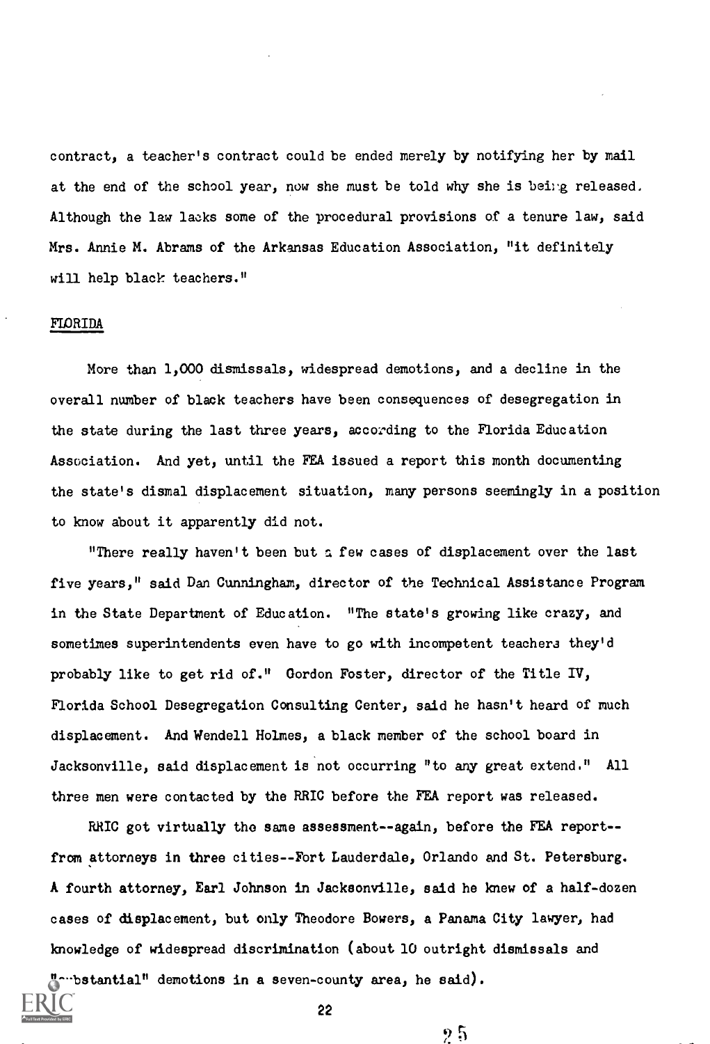contract, a teacher's contract could be ended merely by notifying her by mail at the end of the school year, now she must be told why she is being released. Although the law lacks some of the procedural provisions of a tenure law, said Mrs. Annie M. Abrams of the Arkansas Education Association, "it definitely will help black teachers."

## FLORIDA

More than 1,000 dismissals, widespread demotions, and a decline in the overall number of black teachers have been consequences of desegregation in the state during the last three years, according to the Florida Education Association. And yet, until the FEA issued a report this month documenting the state's dismal displacement situation, many persons seemingly in a position to know about it apparently did not.

"There really haven't been but a few cases of displacement over the last five years," said Dan Cunningham, director of the Technical Assistance Program in the State Department of Education. "The state's growing like crazy, and sometimes superintendents even have to go with incompetent teachers they'd probably like to get rid of." Gordon Foster, director of the Title IV, Florida School Desegregation Consulting Center, said he hasn't heard of much displacement. And Wendell Holmes, a black member of the school board in Jacksonville, said displacement is not occurring "to any great extend." All three men were contacted by the RRIC before the FEA report was released.

RRIC got virtually the same assessment--again, before the FEA report--from attorneys in three cities--Fort Lauderdale, Orlando and St. Petersburg. A fourth attorney, Earl Johnson in Jacksonville, said he knew of a half-dozen cases of displacement, but only Theodore Bowers, a Panama City lawyer, had knowledge of widespread discrimination (about 10 outright dismissals and "substantial" demotions in a seven-county area, he said).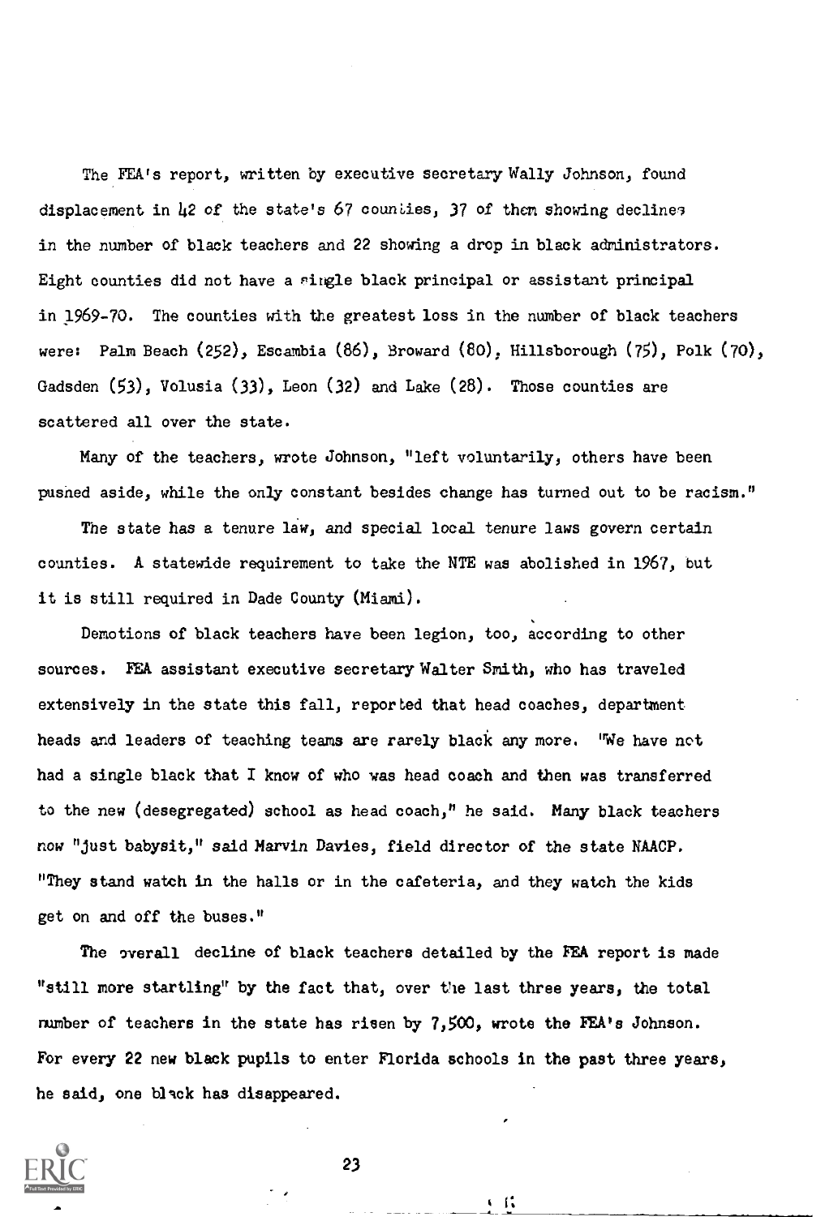The FEA's report, written by executive secretary Wally Johnson, found displacement in 42 of the state's 67 counties, 37 of them showing declines in the number of black teachers and 22 showing a drop in black administrators. Eight counties did not have a single black principal or assistant principal in 1969-70. The counties with the greatest loss in the number of black teachers were: Palm Beach (252), Escambia (86), Broward (80), Hillsborough (75), Polk (70), Gadsden (53), Volusia (33), Leon (32) and Lake (28). Those counties are scattered all over the state.

Many of the teachers, wrote Johnson, "left voluntarily, others have been pushed aside, while the only constant besides change has turned out to be racism."

The state has a tenure law, and special local tenure laws govern certain counties. A statewide requirement to take the NTE was abolished in 1967, but it is still required in Dade County (Miami).

Demotions of black teachers have been legion, too, according to other sources. FEA assistant executive secretary Walter Smith, who has traveled extensively in the state this fall, reported that head coaches, department heads and leaders of teaching teams are rarely black any more. "We have not had a single black that I know of who was head coach and then was transferred to the new (desegregated) school as head coach," he said. Many black teachers now "just babysit," said Marvin Davies, field director of the state NAACP. "They stand watch in the halls or in the cafeteria, and they watch the kids get on and off the buses."

The overall decline of black teachers detailed by the FEA report is made "still more startling" by the fact that, over the last three years, the total number of teachers in the state has risen by 7,500, wrote the FEA's Johnson. For every 22 new black pupils to enter Florida schools in the past three years, he said, one black has disappeared.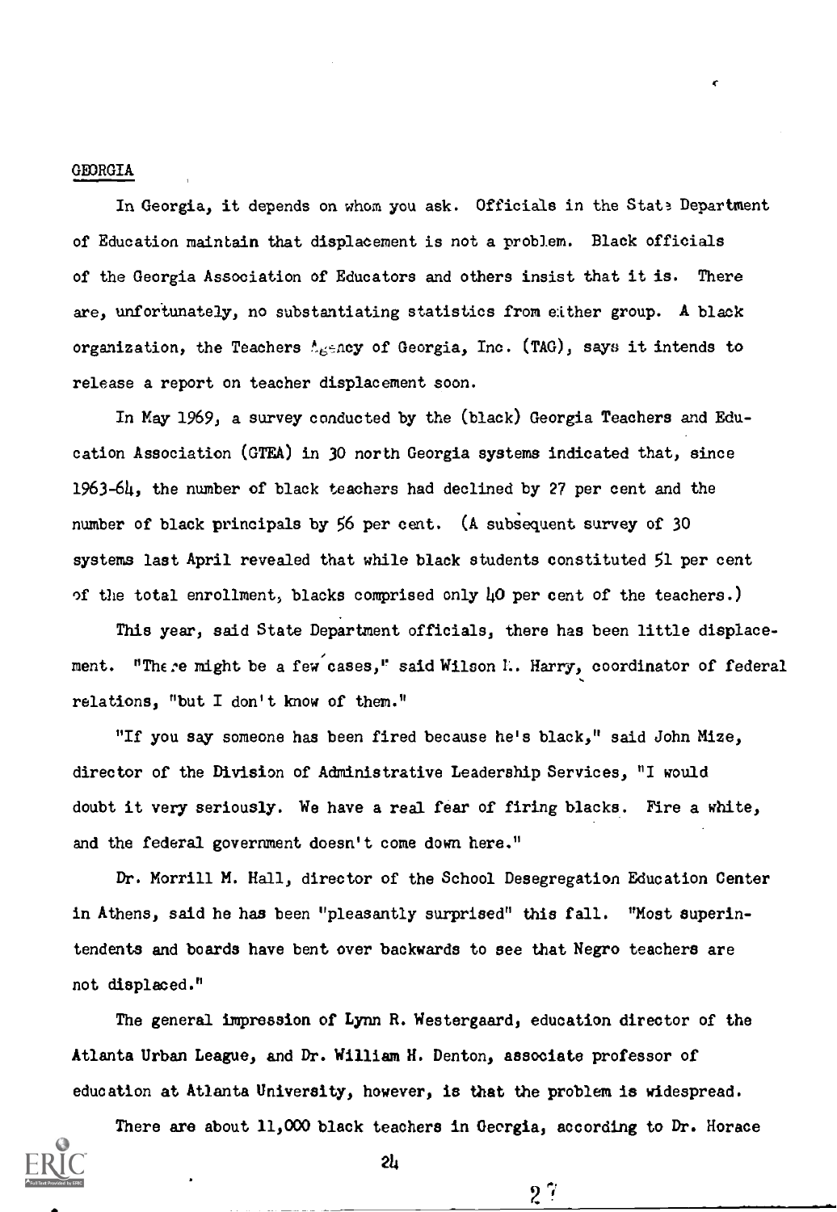## GEORGIA

In Georgia, it depends on whom you ask. Officials in the State Department of Education maintain that displacement is not a problem. Black officials of the Georgia Association of Educators and others insist that it is. There are, unfortunately, no substantiating statistics from either group. A black organization, the Teachers Agency of Georgia, Inc. (TAG), says it intends to release a report on teacher displacement soon.

In May 1969, a survey conducted by the (black) Georgia Teachers and Education Association (GTEA) in 30 north Georgia systems indicated that, since 1963-64, the number of black teachers had declined by 27 per cent and the number of black principals by 56 per cent. (A subsequent survey of 30 systems last April revealed that while black students constituted 51 per cent of the total enrollment, blacks comprised only 40 per cent of the teachers.)

This year, said State Department officials, there has been little displacement. "There might be a few cases," said Wilson M. Harry, coordinator of federal relations, "but I don't know of them."

"If you say someone has been fired because he's black," said John Mize, director of the Division of Administrative Leadership Services, "I would doubt it very seriously. We have a real fear of firing blacks. Fire a white, and the federal government doesn't come down here."

Dr. Morrill M. Hall, director of the School Desegregation Education Center in Athens, said he has been "pleasantly surprised" this fall. "Most superintendents and boards have bent over backwards to see that Negro teachers are not displaced."

The general impression of Lynn R. Westergaard, education director of the Atlanta Urban League, and Dr. William H. Denton, associate professor of education at Atlanta University, however, is that the problem is widespread.

There are about 11,000 black teachers in Georgia, according to Dr. Horace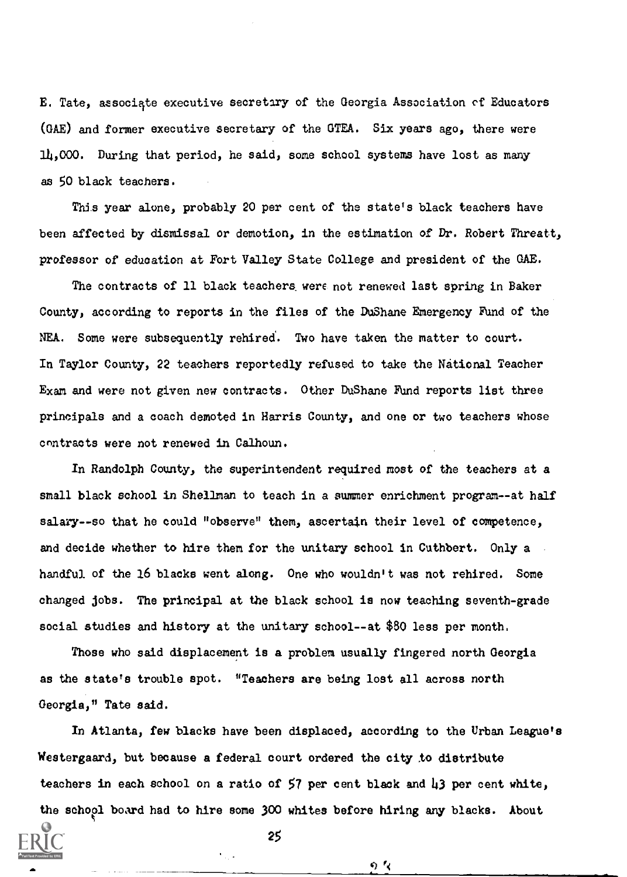E. Tate, associate executive secretary of the Georgia Association of Educators (GAE) and former executive secretary of the GTEA. Six years ago, there were 14,000. During that period, he said, some school systems have lost as many as 50 black teachers.

This year alone, probably 20 per cent of the state's black teachers have been affected by dismissal or demotion, in the estimation of Dr. Robert Threatt, professor of education at Fort Valley State College and president of the GAE.

The contracts of 11 black teachers were not renewed last spring in Baker County, according to reports in the files of the DuShane Emergency Fund of the NEA. Some were subsequently rehired. Two have taken the matter to court. In Taylor County, 22 teachers reportedly refused to take the National Teacher Exam and were not given new contracts. Other DuShane Fund reports list three principals and a coach demoted in Harris County, and one or two teachers whose contracts were not renewed in Calhoun.

In Randolph County, the superintendent required most of the teachers at a small black school in Shellman to teach in a summer enrichment program--at half salary--so that he could "observe" them, ascertain their level of competence, and decide whether to hire them for the unitary school in Cuthbert. Only a handful of the 16 blacks went along. One who wouldn't was not rehired. Some changed jobs. The principal at the black school is now teaching seventh-grade social studies and history at the unitary school--at $80 less per month.

Those who said displacement is a problem usually fingered north Georgia as the state's trouble spot. "Teachers are being lost all across north Georgia," Tate said.

In Atlanta, few blacks have been displaced, according to the Urban League's Westergaard, but because a federal court ordered the city to distribute teachers in each school on a ratio of 57 per cent black and 43 per cent white, the school board had to hire some 300 whites before hiring any blacks. About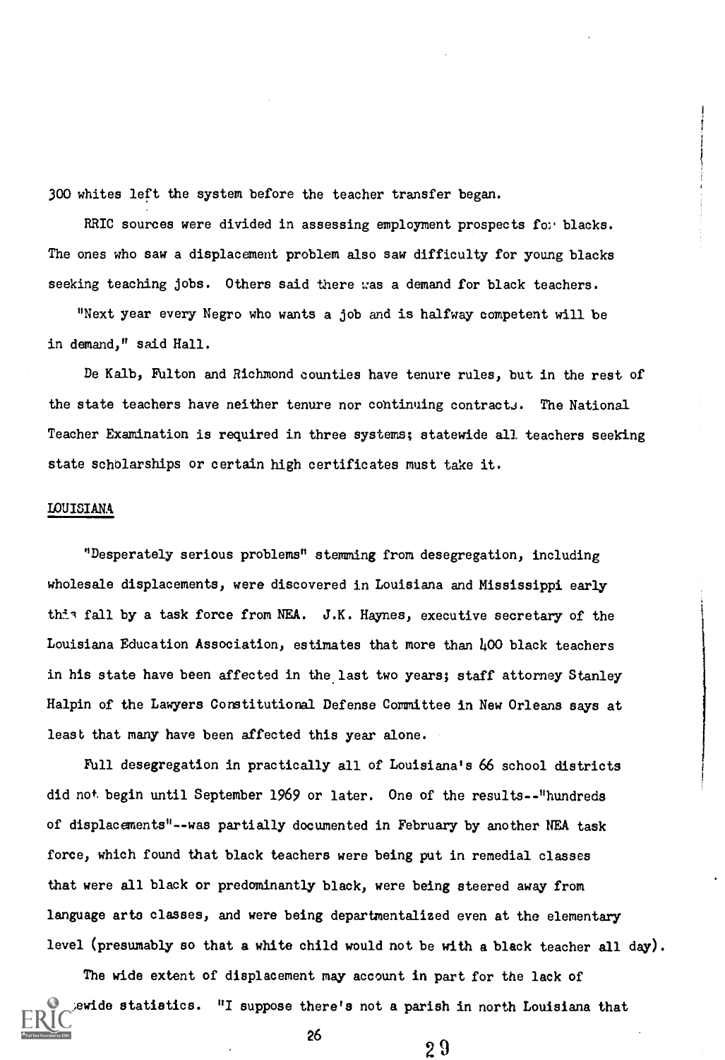300 whites left the system before the teacher transfer began.

RRIC sources were divided in assessing employment prospects for blacks. The ones who saw a displacement problem also saw difficulty for young blacks seeking teaching jobs. Others said there was a demand for black teachers.

"Next year every Negro who wants a job and is halfway competent will be in demand," said Hall.

De Kalb, Fulton and Richmond counties have tenure rules, but in the rest of the state teachers have neither tenure nor continuing contracts. The National Teacher Examination is required in three systems; statewide all teachers seeking state scholarships or certain high certificates must take it.

## LOUISIANA

"Desperately serious problems" stemming from desegregation, including wholesale displacements, were discovered in Louisiana and Mississippi early this fall by a task force from NEA. J.K. Haynes, executive secretary of the Louisiana Education Association, estimates that more than 400 black teachers in his state have been affected in the last two years; staff attorney Stanley Halpin of the Lawyers Constitutional Defense Committee in New Orleans says at least that many have been affected this year alone.

Full desegregation in practically all of Louisiana's 66 school districts did not begin until September 1969 or later. One of the results--"hundreds of displacements"--was partially documented in February by another NEA task force, which found that black teachers were being put in remedial classes that were all black or predominantly black, were being steered away from language arts classes, and were being departmentalized even at the elementary level (presumably so that a white child would not be with a black teacher all day).

The wide extent of displacement may account in part for the lack of statewide statistics. "I suppose there's not a parish in north Louisiana that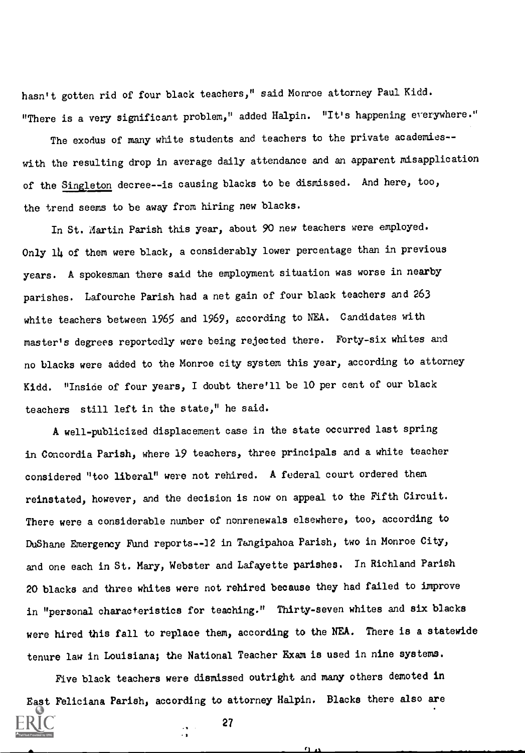hasn't gotten rid of four black teachers," said Monroe attorney Paul Kidd. "There is a very significant problem," added Halpin. "It's happening everywhere."

The exodus of many white students and teachers to the private academies--with the resulting drop in average daily attendance and an apparent misapplication of the Singleton decree--is causing blacks to be dismissed. And here, too, the trend seems to be away from hiring new blacks.

In St. Martin Parish this year, about 90 new teachers were employed. Only 14 of them were black, a considerably lower percentage than in previous years. A spokesman there said the employment situation was worse in nearby parishes. Lafourche Parish had a net gain of four black teachers and 263 white teachers between 1965 and 1969, according to NEA. Candidates with master's degrees reportedly were being rejected there. Forty-six whites and no blacks were added to the Monroe city system this year, according to attorney Kidd. "Inside of four years, I doubt there'll be 10 per cent of our black teachers still left in the state," he said.

A well-publicized displacement case in the state occurred last spring in Concordia Parish, where 19 teachers, three principals and a white teacher considered "too liberal" were not rehired. A federal court ordered them reinstated, however, and the decision is now on appeal to the Fifth Circuit. There were a considerable number of nonrenewals elsewhere, too, according to DuShane Emergency Fund reports--12 in Tangipahoa Parish, two in Monroe City, and one each in St. Mary, Webster and Lafayette parishes. In Richland Parish 20 blacks and three whites were not rehired because they had failed to improve in "personal characteristics for teaching." Thirty-seven whites and six blacks were hired this fall to replace them, according to the NEA. There is a statewide tenure law in Louisiana; the National Teacher Exam is used in nine systems.

Five black teachers were dismissed outright and many others demoted in East Feliciana Parish, according to attorney Halpin. Blacks there also are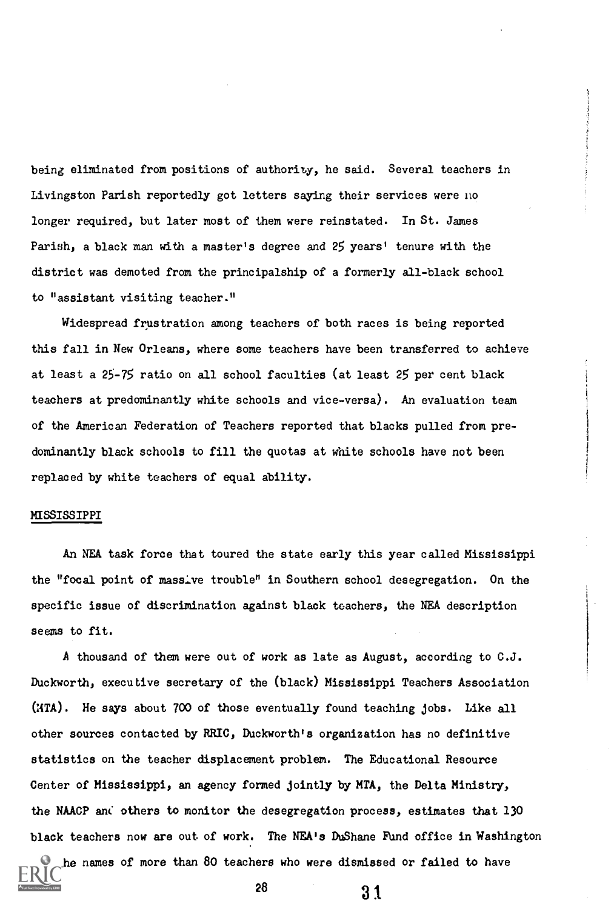being eliminated from positions of authority, he said. Several teachers in Livingston Parish reportedly got letters saying their services were no longer required, but later most of them were reinstated. In St. James Parish, a black man with a master's degree and 25 years' tenure with the district was demoted from the principalship of a formerly all-black school to "assistant visiting teacher."

Widespread frustration among teachers of both races is being reported this fall in New Orleans, where some teachers have been transferred to achieve at least a 25-75 ratio on all school faculties (at least 25 per cent black teachers at predominantly white schools and vice-versa). An evaluation team of the American Federation of Teachers reported that blacks pulled from predominantly black schools to fill the quotas at white schools have not been replaced by white teachers of equal ability.

## MISSISSIPPI

An NEA task force that toured the state early this year called Mississippi the "focal point of massive trouble" in Southern school desegregation. On the specific issue of discrimination against black teachers, the NEA description seems to fit.

A thousand of them were out of work as late as August, according to C.J. Duckworth, executive secretary of the (black) Mississippi Teachers Association (MTA). He says about 700 of those eventually found teaching jobs. Like all other sources contacted by RRIC, Duckworth's organization has no definitive statistics on the teacher displacement problem. The Educational Resource Center of Mississippi, an agency formed jointly by MTA, the Delta Ministry, the NAACP and others to monitor the desegregation process, estimates that 130 black teachers now are out of work. The NEA's DuShane Fund office in Washington ...he names of more than 80 teachers who were dismissed or failed to have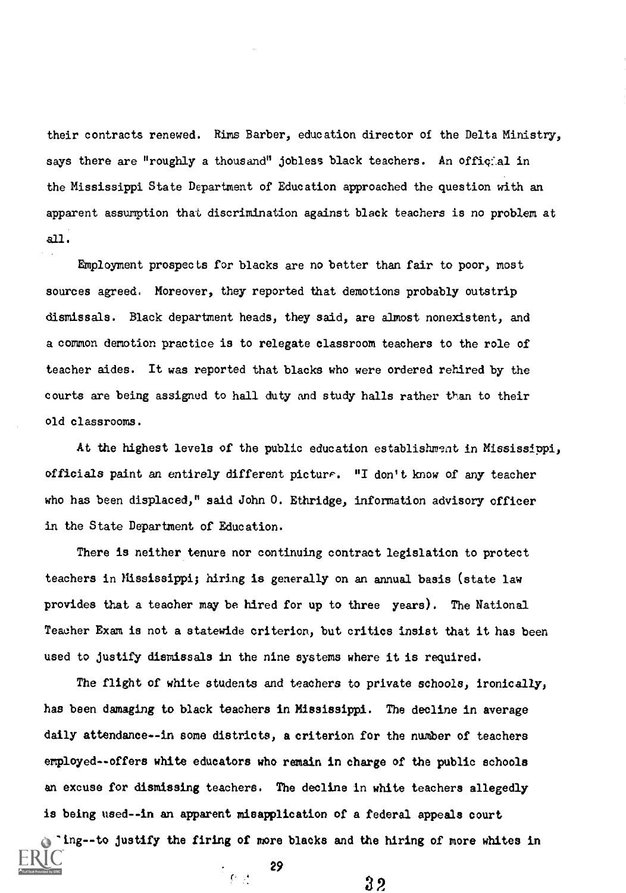their contracts renewed. Rims Barber, education director of the Delta Ministry, says there are "roughly a thousand" jobless black teachers. An official in the Mississippi State Department of Education approached the question with an apparent assumption that discrimination against black teachers is no problem at all.

Employment prospects for blacks are no better than fair to poor, most sources agreed. Moreover, they reported that demotions probably outstrip dismissals. Black department heads, they said, are almost nonexistent, and a common demotion practice is to relegate classroom teachers to the role of teacher aides. It was reported that blacks who were ordered rehired by the courts are being assigned to hall duty and study halls rather than to their old classrooms.

At the highest levels of the public education establishment in Mississippi, officials paint an entirely different picture. "I don't know of any teacher who has been displaced," said John O. Ethridge, information advisory officer in the State Department of Education.

There is neither tenure nor continuing contract legislation to protect teachers in Mississippi; hiring is generally on an annual basis (state law provides that a teacher may be hired for up to three years). The National Teacher Exam is not a statewide criterion, but critics insist that it has been used to justify dismissals in the nine systems where it is required.

The flight of white students and teachers to private schools, ironically, has been damaging to black teachers in Mississippi. The decline in average daily attendance--in some districts, a criterion for the number of teachers employed--offers white educators who remain in charge of the public schools an excuse for dismissing teachers. The decline in white teachers allegedly is being used--in an apparent misapplication of a federal appeals court ruling--to justify the firing of more blacks and the hiring of more whites in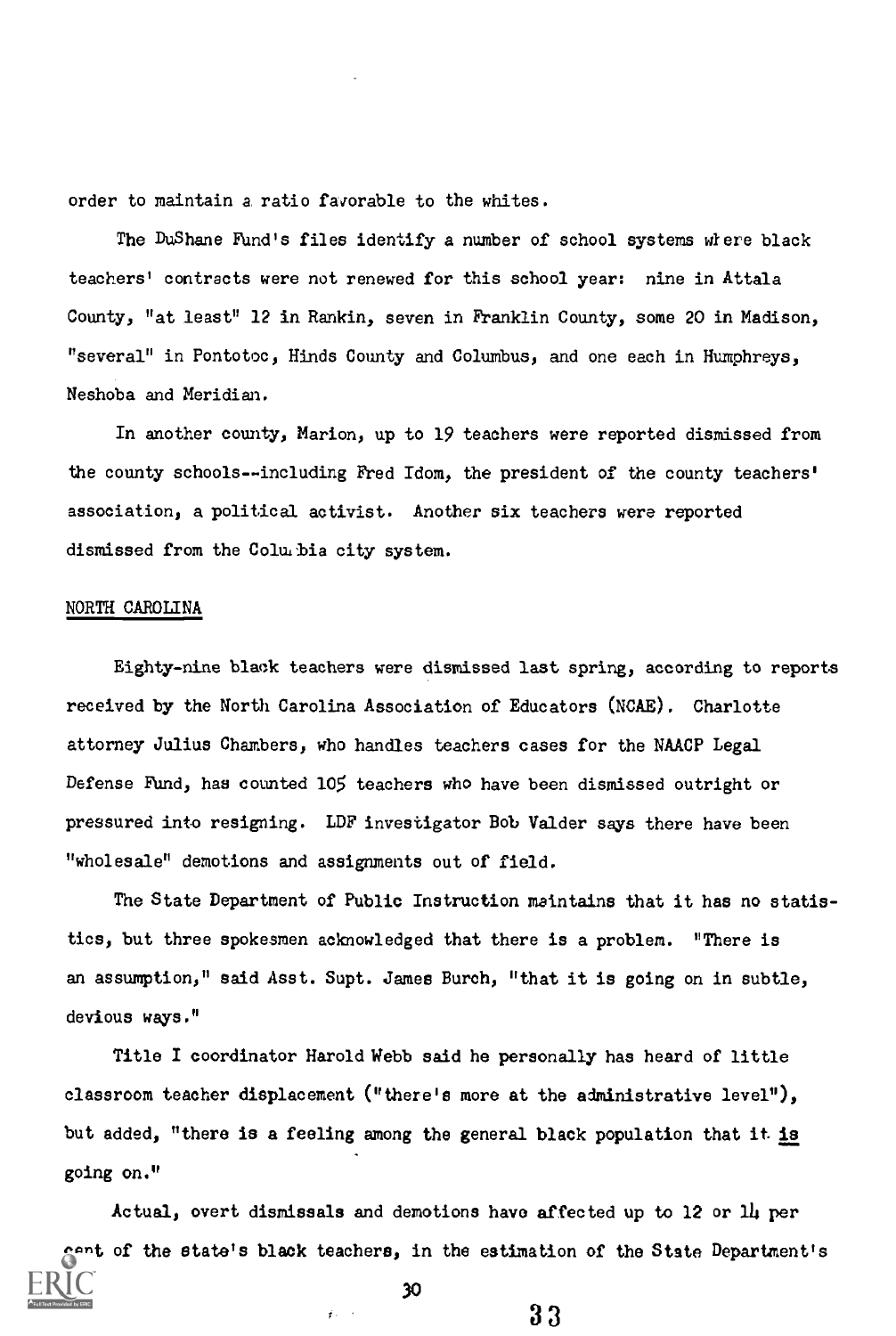order to maintain a ratio favorable to the whites.

The DuShane Fund's files identify a number of school systems where black teachers' contracts were not renewed for this school year: nine in Attala County, "at least" 12 in Rankin, seven in Franklin County, some 20 in Madison, "several" in Pontotoc, Hinds County and Columbus, and one each in Humphreys, Neshoba and Meridian.

In another county, Marion, up to 19 teachers were reported dismissed from the county schools--including Fred Idom, the president of the county teachers' association, a political activist. Another six teachers were reported dismissed from the Columbia city system.

## NORTH CAROLINA

Eighty-nine black teachers were dismissed last spring, according to reports received by the North Carolina Association of Educators (NCAE). Charlotte attorney Julius Chambers, who handles teachers cases for the NAACP Legal Defense Fund, has counted 105 teachers who have been dismissed outright or pressured into resigning. LDF investigator Bob Valder says there have been "wholesale" demotions and assignments out of field.

The State Department of Public Instruction maintains that it has no statistics, but three spokesmen acknowledged that there is a problem. "There is an assumption," said Asst. Supt. James Burch, "that it is going on in subtle, devious ways."

Title I coordinator Harold Webb said he personally has heard of little classroom teacher displacement ("there's more at the administrative level"), but added, "there is a feeling among the general black population that it is going on."

Actual, overt dismissals and demotions have affected up to 12 or 14 per cent of the state's black teachers, in the estimation of the State Department's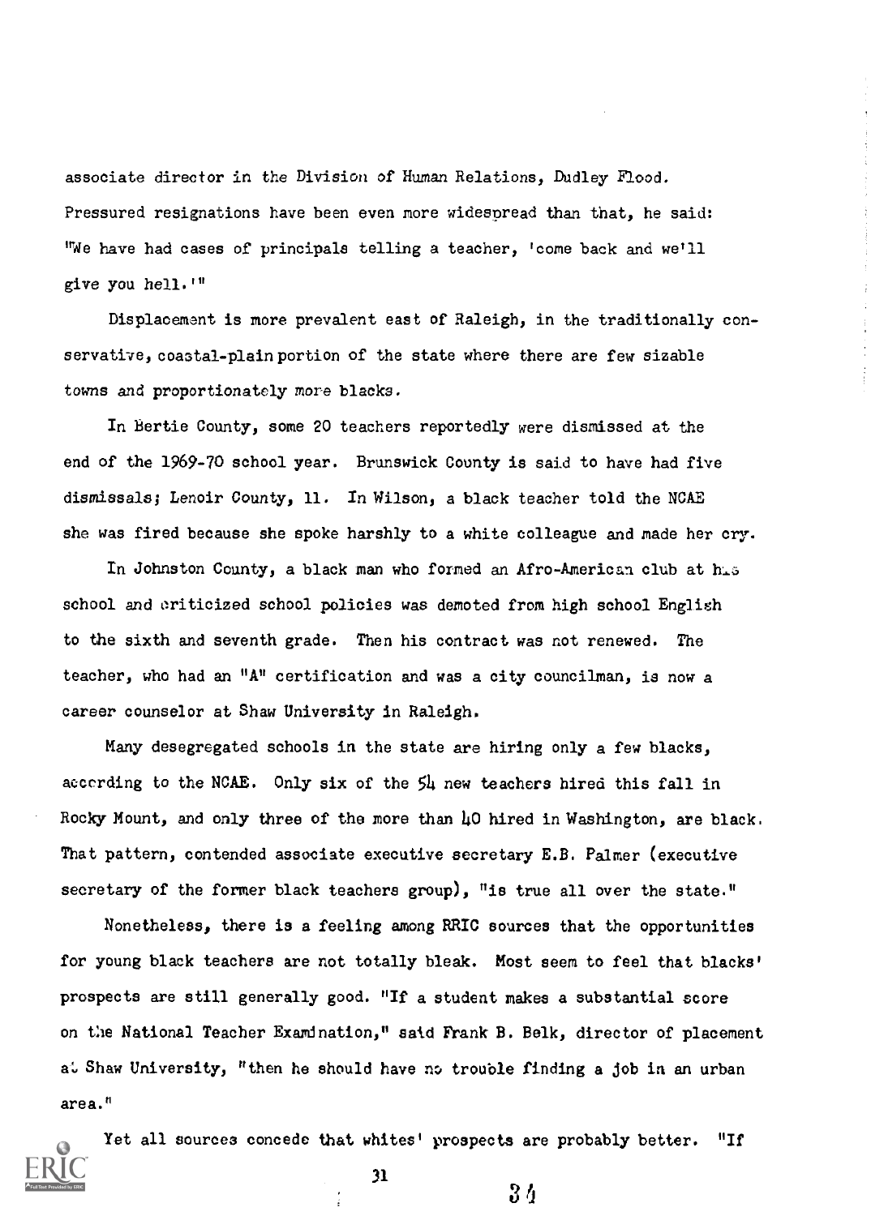associate director in the Division of Human Relations, Dudley Flood. Pressured resignations have been even more widespread than that, he said: "We have had cases of principals telling a teacher, 'come back and we'll give you hell.'"

Displacement is more prevalent east of Raleigh, in the traditionally conservative, coastal-plain portion of the state where there are few sizable towns and proportionately more blacks.

In Bertie County, some 20 teachers reportedly were dismissed at the end of the 1969-70 school year. Brunswick County is said to have had five dismissals; Lenoir County, 11. In Wilson, a black teacher told the NCAE she was fired because she spoke harshly to a white colleague and made her cry.

In Johnston County, a black man who formed an Afro-American club at his school and criticized school policies was demoted from high school English to the sixth and seventh grade. Then his contract was not renewed. The teacher, who had an "A" certification and was a city councilman, is now a career counselor at Shaw University in Raleigh.

Many desegregated schools in the state are hiring only a few blacks, according to the NCAE. Only six of the 54 new teachers hired this fall in Rocky Mount, and only three of the more than 40 hired in Washington, are black. That pattern, contended associate executive secretary E.B. Palmer (executive secretary of the former black teachers group), "is true all over the state."

Nonetheless, there is a feeling among RRIC sources that the opportunities for young black teachers are not totally bleak. Most seem to feel that blacks' prospects are still generally good. "If a student makes a substantial score on the National Teacher Examination," said Frank B. Belk, director of placement at Shaw University, "then he should have no trouble finding a job in an urban area."

Yet all sources concede that whites' prospects are probably better. "If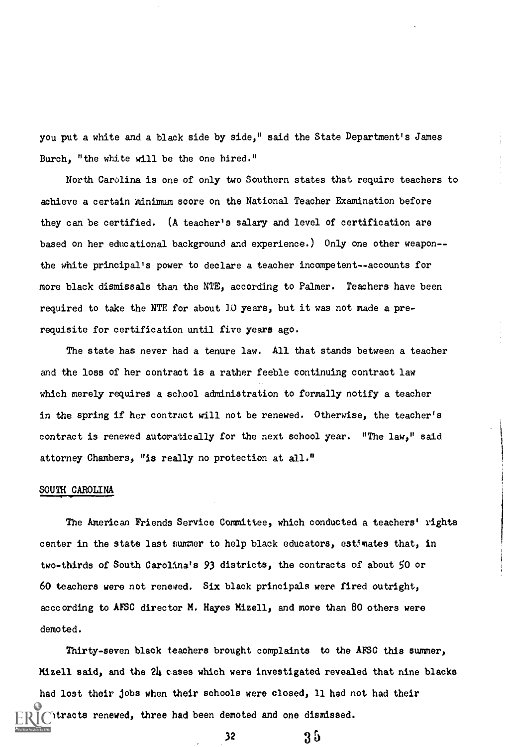you put a white and a black side by side," said the State Department's James Burch, "the white will be the one hired."

North Carolina is one of only two Southern states that require teachers to achieve a certain minimum score on the National Teacher Examination before they can be certified. (A teacher's salary and level of certification are based on her educational background and experience.) Only one other weapon--the white principal's power to declare a teacher incompetent--accounts for more black dismissals than the NTE, according to Palmer. Teachers have been required to take the NTE for about 10 years, but it was not made a prerequisite for certification until five years ago.

The state has never had a tenure law. All that stands between a teacher and the loss of her contract is a rather feeble continuing contract law which merely requires a school administration to formally notify a teacher in the spring if her contract will not be renewed. Otherwise, the teacher's contract is renewed automatically for the next school year. "The law," said attorney Chambers, "is really no protection at all."

## SOUTH CAROLINA

The American Friends Service Committee, which conducted a teachers' rights center in the state last summer to help black educators, estimates that, in two-thirds of South Carolina's 93 districts, the contracts of about 50 or 60 teachers were not renewed. Six black principals were fired outright, acccording to AFSC director M. Hayes Mizell, and more than 80 others were demoted.

Thirty-seven black teachers brought complaints to the AFSC this summer, Mizell said, and the 24 cases which were investigated revealed that nine blacks had lost their jobs when their schools were closed, 11 had not had their contracts renewed, three had been demoted and one dismissed.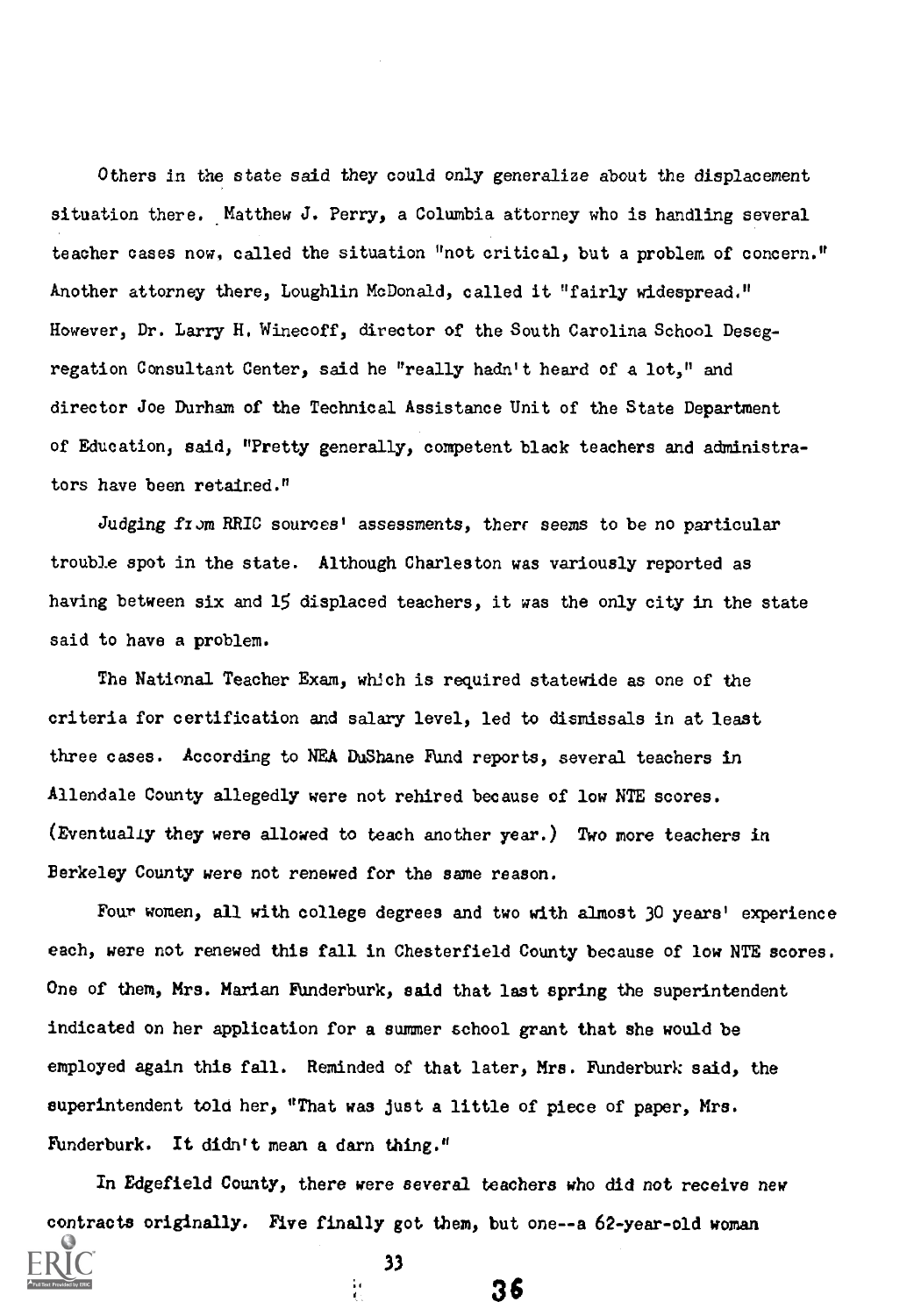Others in the state said they could only generalize about the displacement situation there. Matthew J. Perry, a Columbia attorney who is handling several teacher cases now, called the situation "not critical, but a problem of concern." Another attorney there, Loughlin McDonald, called it "fairly widespread." However, Dr. Larry H. Winecoff, director of the South Carolina School Desegregation Consultant Center, said he "really hadn't heard of a lot," and director Joe Durham of the Technical Assistance Unit of the State Department of Education, said, "Pretty generally, competent black teachers and administrators have been retained."

Judging from RRIC sources' assessments, there seems to be no particular trouble spot in the state. Although Charleston was variously reported as having between six and 15 displaced teachers, it was the only city in the state said to have a problem.

The National Teacher Exam, which is required statewide as one of the criteria for certification and salary level, led to dismissals in at least three cases. According to NEA DuShane Fund reports, several teachers in Allendale County allegedly were not rehired because of low NTE scores. (Eventually they were allowed to teach another year.) Two more teachers in Berkeley County were not renewed for the same reason.

Four women, all with college degrees and two with almost 30 years' experience each, were not renewed this fall in Chesterfield County because of low NTE scores. One of them, Mrs. Marian Funderburk, said that last spring the superintendent indicated on her application for a summer school grant that she would be employed again this fall. Reminded of that later, Mrs. Funderburk said, the superintendent told her, "That was just a little of piece of paper, Mrs. Funderburk. It didn't mean a darn thing."

In Edgefield County, there were several teachers who did not receive new contracts originally. Five finally got them, but one--a 62-year-old woman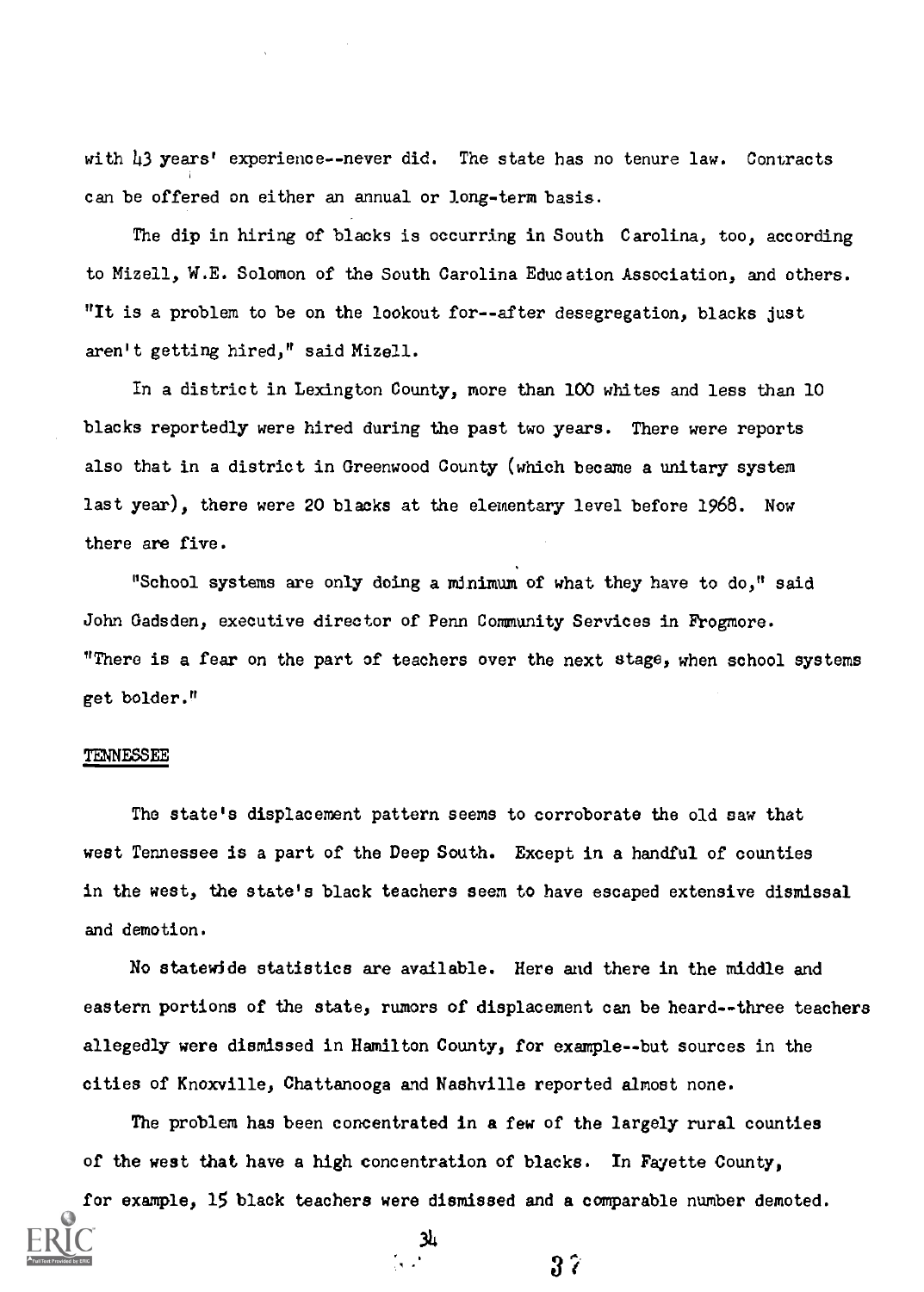with 43 years' experience--never did. The state has no tenure law. Contracts can be offered on either an annual or long-term basis.

The dip in hiring of blacks is occurring in South Carolina, too, according to Mizell, W.E. Solomon of the South Carolina Education Association, and others. "It is a problem to be on the lookout for--after desegregation, blacks just aren't getting hired," said Mizell.

In a district in Lexington County, more than 100 whites and less than 10 blacks reportedly were hired during the past two years. There were reports also that in a district in Greenwood County (which became a unitary system last year), there were 20 blacks at the elementary level before 1968. Now there are five.

"School systems are only doing a minimum of what they have to do," said John Gadsden, executive director of Penn Community Services in Frogmore. "There is a fear on the part of teachers over the next stage, when school systems get bolder."

## TENNESSEE

The state's displacement pattern seems to corroborate the old saw that west Tennessee is a part of the Deep South. Except in a handful of counties in the west, the state's black teachers seem to have escaped extensive dismissal and demotion.

No statewide statistics are available. Here and there in the middle and eastern portions of the state, rumors of displacement can be heard--three teachers allegedly were dismissed in Hamilton County, for example--but sources in the cities of Knoxville, Chattanooga and Nashville reported almost none.

The problem has been concentrated in a few of the largely rural counties of the west that have a high concentration of blacks. In Fayette County, for example, 15 black teachers were dismissed and a comparable number demoted.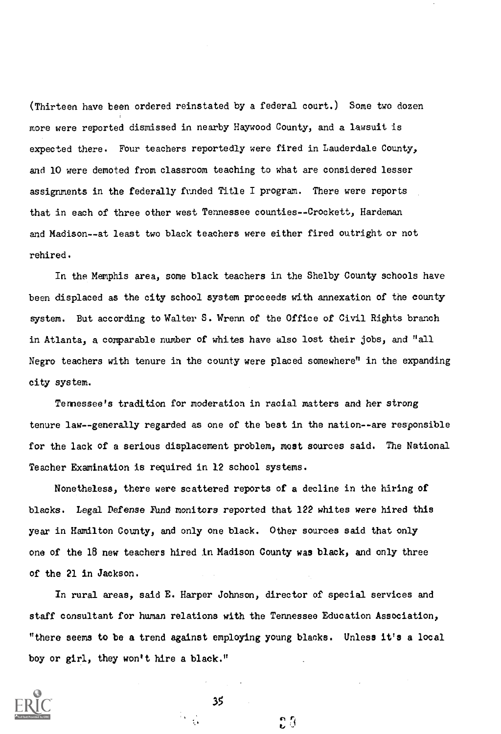(Thirteen have been ordered reinstated by a federal court.) Some two dozen more were reported dismissed in nearby Haywood County, and a lawsuit is expected there. Four teachers reportedly were fired in Lauderdale County, and 10 were demoted from classroom teaching to what are considered lesser assignments in the federally funded Title I program. There were reports that in each of three other west Tennessee counties--Crockett, Hardeman and Madison--at least two black teachers were either fired outright or not rehired.

In the Memphis area, some black teachers in the Shelby County schools have been displaced as the city school system proceeds with annexation of the county system. But according to Walter S. Wrenn of the Office of Civil Rights branch in Atlanta, a comparable number of whites have also lost their jobs, and "all Negro teachers with tenure in the county were placed somewhere" in the expanding city system.

Tennessee's tradition for moderation in racial matters and her strong tenure law--generally regarded as one of the best in the nation--are responsible for the lack of a serious displacement problem, most sources said. The National Teacher Examination is required in 12 school systems.

Nonetheless, there were scattered reports of a decline in the hiring of blacks. Legal Defense Fund monitors reported that 122 whites were hired this year in Hamilton County, and only one black. Other sources said that only one of the 18 new teachers hired in Madison County was black, and only three of the 21 in Jackson.

In rural areas, said E. Harper Johnson, director of special services and staff consultant for human relations with the Tennessee Education Association, "there seems to be a trend against employing young blacks. Unless it's a local boy or girl, they won't hire a black."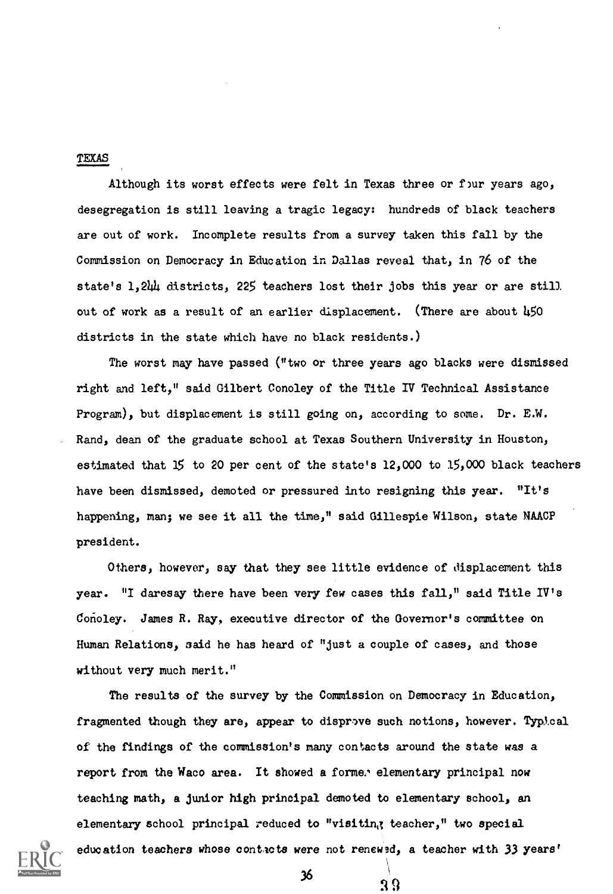## TEXAS

Although its worst effects were felt in Texas three or four years ago, desegregation is still leaving a tragic legacy: hundreds of black teachers are out of work. Incomplete results from a survey taken this fall by the Commission on Democracy in Education in Dallas reveal that, in 76 of the state's 1,244 districts, 225 teachers lost their jobs this year or are still out of work as a result of an earlier displacement. (There are about 450 districts in the state which have no black residents.)

The worst may have passed ("two or three years ago blacks were dismissed right and left," said Gilbert Conoley of the Title IV Technical Assistance Program), but displacement is still going on, according to some. Dr. E.W. Rand, dean of the graduate school at Texas Southern University in Houston, estimated that 15 to 20 per cent of the state's 12,000 to 15,000 black teachers have been dismissed, demoted or pressured into resigning this year. "It's happening, man; we see it all the time," said Gillespie Wilson, state NAACP president.

Others, however, say that they see little evidence of displacement this year. "I daresay there have been very few cases this fall," said Title IV's Conoley. James R. Ray, executive director of the Governor's committee on Human Relations, said he has heard of "just a couple of cases, and those without very much merit."

The results of the survey by the Commission on Democracy in Education, fragmented though they are, appear to disprove such notions, however. Typical of the findings of the commission's many contacts around the state was a report from the Waco area. It showed a former elementary principal now teaching math, a junior high principal demoted to elementary school, an elementary school principal reduced to "visiting teacher," two special education teachers whose contacts were not renewed, a teacher with 33 years'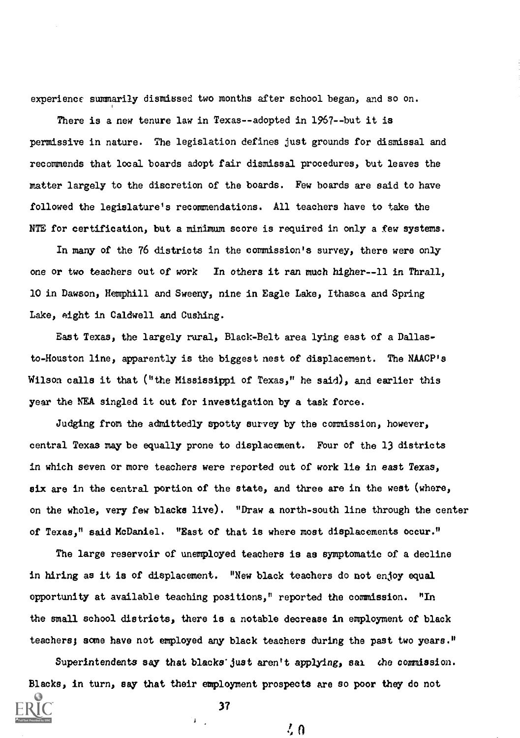experience summarily dismissed two months after school began, and so on.

There is a new tenure law in Texas--adopted in 1967--but it is permissive in nature. The legislation defines just grounds for dismissal and recommends that local boards adopt fair dismissal procedures, but leaves the matter largely to the discretion of the boards. Few boards are said to have followed the legislature's recommendations. All teachers have to take the NTE for certification, but a minimum score is required in only a few systems.

In many of the 76 districts in the commission's survey, there were only one or two teachers out of work In others it ran much higher--11 in Thrall, 10 in Dawson, Hemphill and Sweeny, nine in Eagle Lake, Ithasca and Spring Lake, eight in Caldwell and Cushing.

East Texas, the largely rural, Black-Belt area lying east of a Dallas-to-Houston line, apparently is the biggest nest of displacement. The NAACP's Wilson calls it that ("the Mississippi of Texas," he said), and earlier this year the NEA singled it out for investigation by a task force.

Judging from the admittedly spotty survey by the commission, however, central Texas may be equally prone to displacement. Four of the 13 districts in which seven or more teachers were reported out of work lie in east Texas, six are in the central portion of the state, and three are in the west (where, on the whole, very few blacks live). "Draw a north-south line through the center of Texas," said McDaniel. "East of that is where most displacements occur."

The large reservoir of unemployed teachers is as symptomatic of a decline in hiring as it is of displacement. "New black teachers do not enjoy equal opportunity at available teaching positions," reported the commission. "In the small school districts, there is a notable decrease in employment of black teachers; some have not employed any black teachers during the past two years."

Superintendents say that blacks just aren't applying, sai the commission. Blacks, in turn, say that their employment prospects are so poor they do not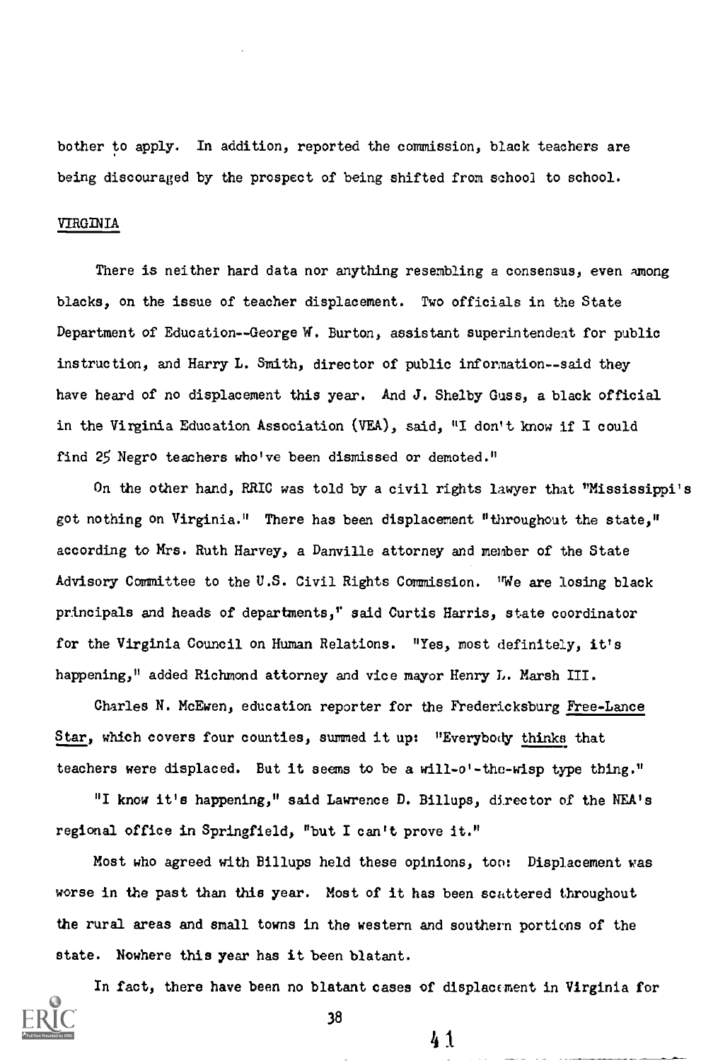bother to apply. In addition, reported the commission, black teachers are being discouraged by the prospect of being shifted from school to school.

VIRGINIA

There is neither hard data nor anything resembling a consensus, even among blacks, on the issue of teacher displacement. Two officials in the State Department of Education--George W. Burton, assistant superintendent for public instruction, and Harry L. Smith, director of public information--said they have heard of no displacement this year. And J. Shelby Guss, a black official in the Virginia Education Association (VEA), said, "I don't know if I could find 25 Negro teachers who've been dismissed or demoted."

On the other hand, RRIC was told by a civil rights lawyer that "Mississippi's got nothing on Virginia." There has been displacement "throughout the state," according to Mrs. Ruth Harvey, a Danville attorney and member of the State Advisory Committee to the U.S. Civil Rights Commission. "We are losing black principals and heads of departments," said Curtis Harris, state coordinator for the Virginia Council on Human Relations. "Yes, most definitely, it's happening," added Richmond attorney and vice mayor Henry L. Marsh III.

Charles N. McEwen, education reporter for the Fredericksburg Free-Lance Star, which covers four counties, summed it up: "Everybody thinks that teachers were displaced. But it seems to be a will-o'-the-wisp type thing."

"I know it's happening," said Lawrence D. Billups, director of the NEA's regional office in Springfield, "but I can't prove it."

Most who agreed with Billups held these opinions, too: Displacement was worse in the past than this year. Most of it has been scattered throughout the rural areas and small towns in the western and southern portions of the state. Nowhere this year has it been blatant.

In fact, there have been no blatant cases of displacement in Virginia for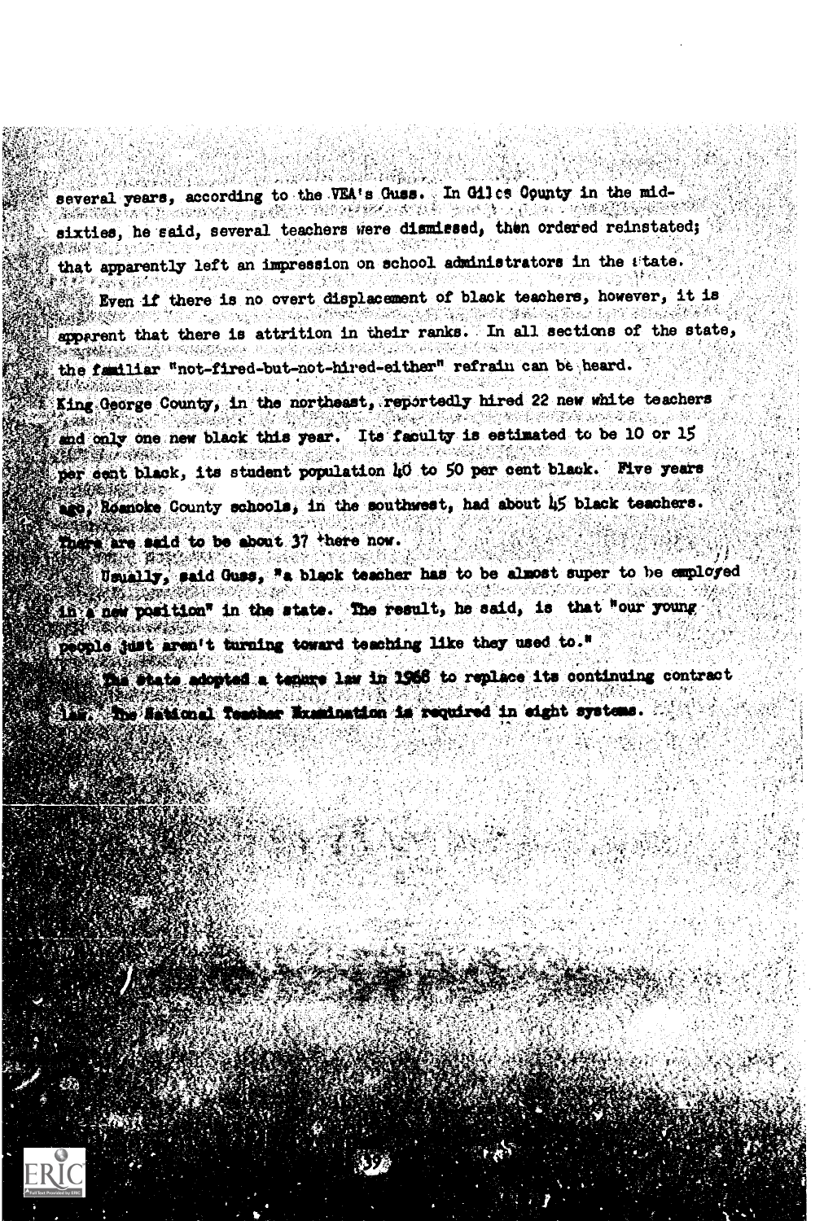several years, according to the VEA's Guss. In Giles County in the mid-sixties, he said, several teachers were dismissed, then ordered reinstated; that apparently left an impression on school administrators in the state.

Even if there is no overt displacement of black teachers, however, it is apparent that there is attrition in their ranks. In all sections of the state, the familiar "not-fired-but-not-hired-either" refrain can be heard. King George County, in the northeast, reportedly hired 22 new white teachers and only one new black this year. Its faculty is estimated to be 10 or 15 per cent black, its student population 40 to 50 per cent black. Five years ago, Roanoke County schools, in the southwest, had about 45 black teachers. There are said to be about 37 there now.

Usually, said Guss, "a black teacher has to be almost super to be employed in a new position" in the state. The result, he said, is that "our young people just aren't turning toward teaching like they used to."

The state adopted a tenure law in 1968 to replace its continuing contract law. The National Teacher Examination is required in eight systems.